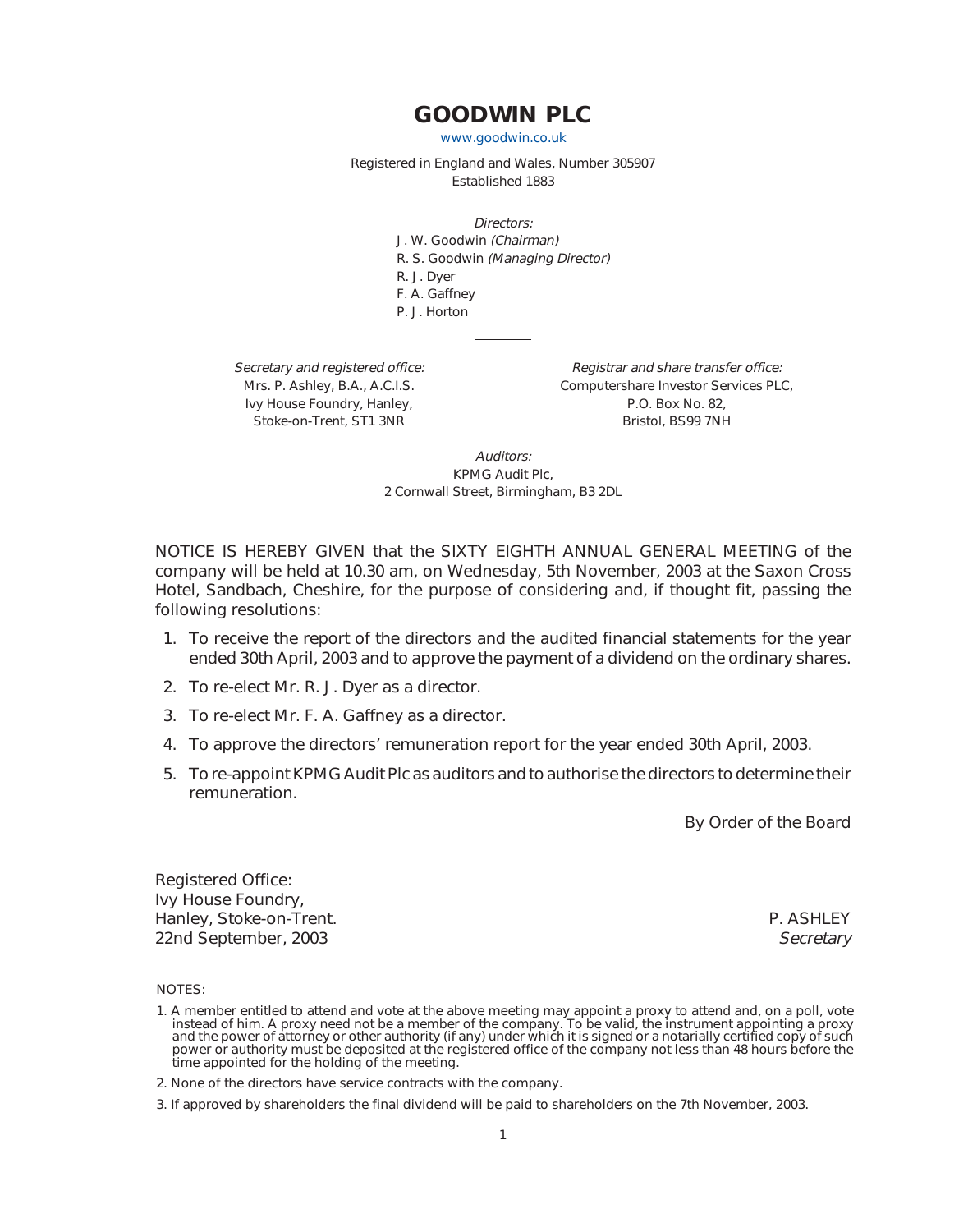# GOODWIN PLC

www.goodwin.co.uk

Registered in England and Wales, Number 305907
Established 1883

*Directors:*
J. W. Goodwin *(Chairman)*
R. S. Goodwin *(Managing Director)*
R. J. Dyer
F. A. Gaffney
P. J. Horton

*Secretary and registered office:*
Mrs. P. Ashley, B.A., A.C.I.S.
Ivy House Foundry, Hanley,
Stoke-on-Trent, ST1 3NR

*Registrar and share transfer office:*
Computershare Investor Services PLC,
P.O. Box No. 82,
Bristol, BS99 7NH

*Auditors:*
KPMG Audit Plc,
2 Cornwall Street, Birmingham, B3 2DL

NOTICE IS HEREBY GIVEN that the SIXTY EIGHTH ANNUAL GENERAL MEETING of the company will be held at 10.30 am, on Wednesday, 5th November, 2003 at the Saxon Cross Hotel, Sandbach, Cheshire, for the purpose of considering and, if thought fit, passing the following resolutions:

1. To receive the report of the directors and the audited financial statements for the year ended 30th April, 2003 and to approve the payment of a dividend on the ordinary shares.
2. To re-elect Mr. R. J. Dyer as a director.
3. To re-elect Mr. F. A. Gaffney as a director.
4. To approve the directors' remuneration report for the year ended 30th April, 2003.
5. To re-appoint KPMG Audit Plc as auditors and to authorise the directors to determine their remuneration.

By Order of the Board

Registered Office:
Ivy House Foundry,
Hanley, Stoke-on-Trent.
22nd September, 2003

P. ASHLEY
*Secretary*

NOTES:

1. A member entitled to attend and vote at the above meeting may appoint a proxy to attend and, on a poll, vote instead of him. A proxy need not be a member of the company. To be valid, the instrument appointing a proxy and the power of attorney or other authority (if any) under which it is signed or a notarially certified copy of such power or authority must be deposited at the registered office of the company not less than 48 hours before the time appointed for the holding of the meeting.
2. None of the directors have service contracts with the company.
3. If approved by shareholders the final dividend will be paid to shareholders on the 7th November, 2003.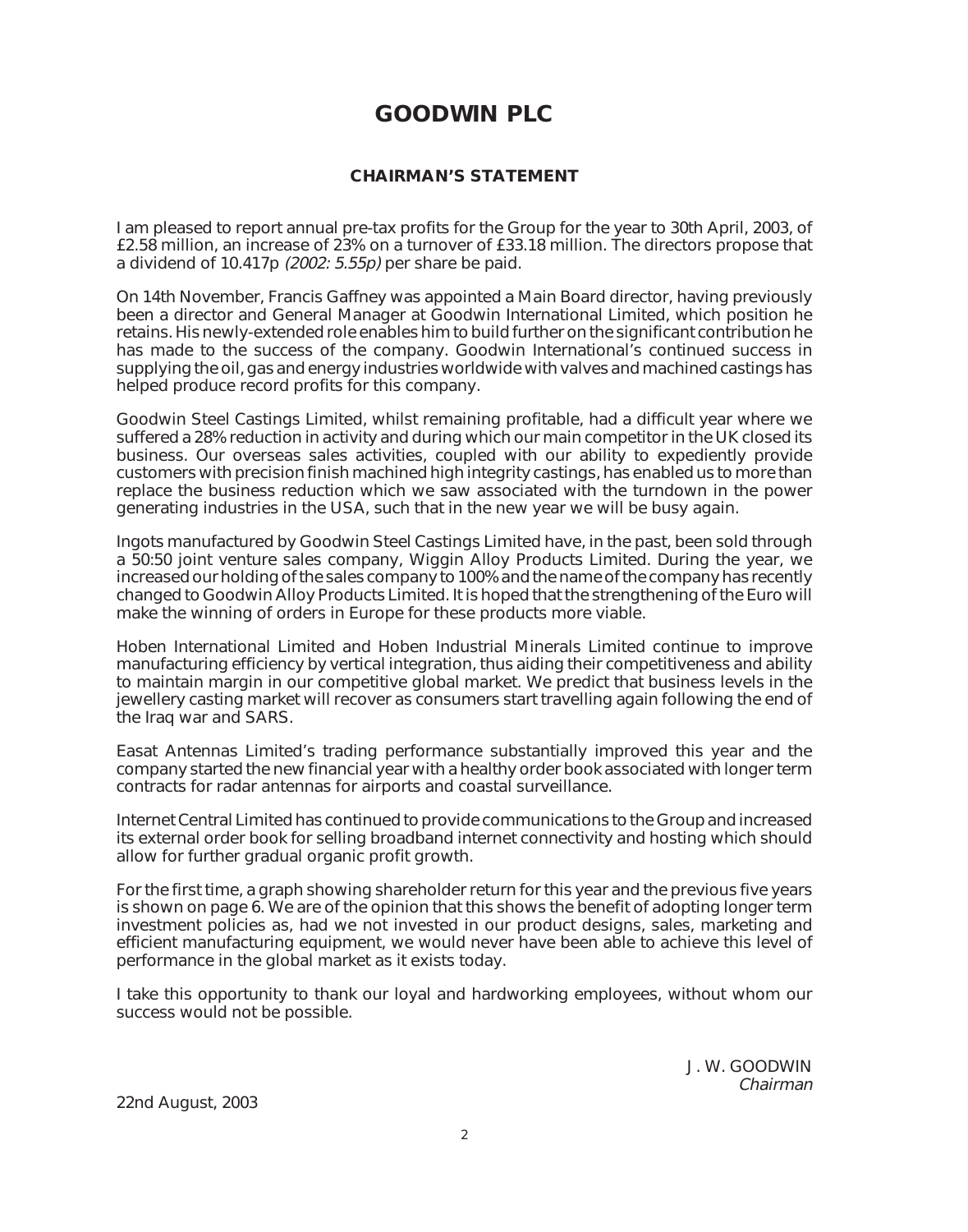# GOODWIN PLC

## CHAIRMAN'S STATEMENT

I am pleased to report annual pre-tax profits for the Group for the year to 30th April, 2003, of £2.58 million, an increase of 23% on a turnover of £33.18 million. The directors propose that a dividend of 10.417p *(2002: 5.55p)* per share be paid.

On 14th November, Francis Gaffney was appointed a Main Board director, having previously been a director and General Manager at Goodwin International Limited, which position he retains. His newly-extended role enables him to build further on the significant contribution he has made to the success of the company. Goodwin International's continued success in supplying the oil, gas and energy industries worldwide with valves and machined castings has helped produce record profits for this company.

Goodwin Steel Castings Limited, whilst remaining profitable, had a difficult year where we suffered a 28% reduction in activity and during which our main competitor in the UK closed its business. Our overseas sales activities, coupled with our ability to expediently provide customers with precision finish machined high integrity castings, has enabled us to more than replace the business reduction which we saw associated with the turndown in the power generating industries in the USA, such that in the new year we will be busy again.

Ingots manufactured by Goodwin Steel Castings Limited have, in the past, been sold through a 50:50 joint venture sales company, Wiggin Alloy Products Limited. During the year, we increased our holding of the sales company to 100% and the name of the company has recently changed to Goodwin Alloy Products Limited. It is hoped that the strengthening of the Euro will make the winning of orders in Europe for these products more viable.

Hoben International Limited and Hoben Industrial Minerals Limited continue to improve manufacturing efficiency by vertical integration, thus aiding their competitiveness and ability to maintain margin in our competitive global market. We predict that business levels in the jewellery casting market will recover as consumers start travelling again following the end of the Iraq war and SARS.

Easat Antennas Limited's trading performance substantially improved this year and the company started the new financial year with a healthy order book associated with longer term contracts for radar antennas for airports and coastal surveillance.

Internet Central Limited has continued to provide communications to the Group and increased its external order book for selling broadband internet connectivity and hosting which should allow for further gradual organic profit growth.

For the first time, a graph showing shareholder return for this year and the previous five years is shown on page 6. We are of the opinion that this shows the benefit of adopting longer term investment policies as, had we not invested in our product designs, sales, marketing and efficient manufacturing equipment, we would never have been able to achieve this level of performance in the global market as it exists today.

I take this opportunity to thank our loyal and hardworking employees, without whom our success would not be possible.

J. W. GOODWIN
*Chairman*

22nd August, 2003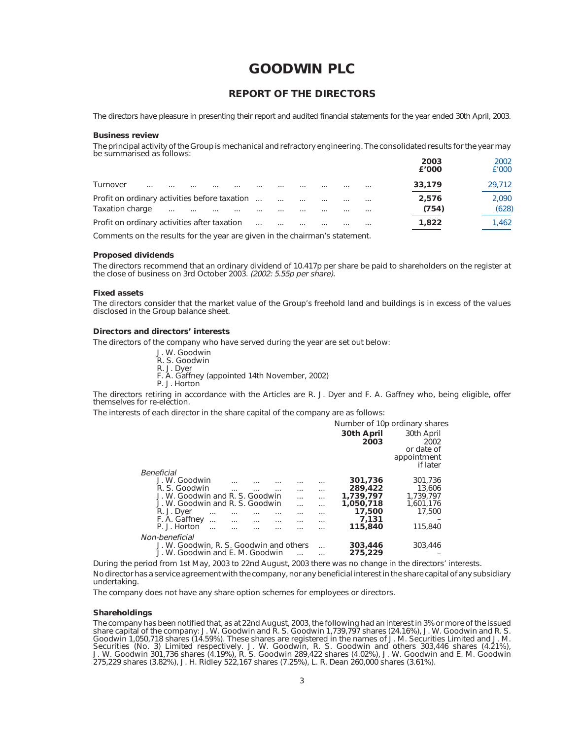# GOODWIN PLC

## REPORT OF THE DIRECTORS

The directors have pleasure in presenting their report and audited financial statements for the year ended 30th April, 2003.

### Business review

The principal activity of the Group is mechanical and refractory engineering. The consolidated results for the year may be summarised as follows:

| | 2003 £'000 | 2002 £'000 |
|---|---|---|
| Turnover | **33,179** | 29,712 |
| Profit on ordinary activities before taxation | **2,576** | 2,090 |
| Taxation charge | **(754)** | (628) |
| Profit on ordinary activities after taxation | **1,822** | 1,462 |

Comments on the results for the year are given in the chairman's statement.

### Proposed dividends

The directors recommend that an ordinary dividend of 10.417p per share be paid to shareholders on the register at the close of business on 3rd October 2003. *(2002: 5.55p per share).*

### Fixed assets

The directors consider that the market value of the Group's freehold land and buildings is in excess of the values disclosed in the Group balance sheet.

### Directors and directors' interests

The directors of the company who have served during the year are set out below:

- J. W. Goodwin
- R. S. Goodwin
- R. J. Dyer
- F. A. Gaffney (appointed 14th November, 2002)
- P. J. Horton

The directors retiring in accordance with the Articles are R. J. Dyer and F. A. Gaffney who, being eligible, offer themselves for re-election.

The interests of each director in the share capital of the company are as follows:

| | Number of 10p ordinary shares 30th April 2003 | 30th April 2002 or date of appointment if later |
|---|---|---|
| *Beneficial* | | |
| J. W. Goodwin | **301,736** | 301,736 |
| R. S. Goodwin | **289,422** | 13,606 |
| J. W. Goodwin and R. S. Goodwin | **1,739,797** | 1,739,797 |
| J. W. Goodwin and R. S. Goodwin | **1,050,718** | 1,601,176 |
| R. J. Dyer | **17,500** | 17,500 |
| F. A. Gaffney | **7,131** | – |
| P. J. Horton | **115,840** | 115,840 |
| *Non-beneficial* | | |
| J. W. Goodwin, R. S. Goodwin and others | **303,446** | 303,446 |
| J. W. Goodwin and E. M. Goodwin | **275,229** | – |

During the period from 1st May, 2003 to 22nd August, 2003 there was no change in the directors' interests.

No director has a service agreement with the company, nor any beneficial interest in the share capital of any subsidiary undertaking.

The company does not have any share option schemes for employees or directors.

### Shareholdings

The company has been notified that, as at 22nd August, 2003, the following had an interest in 3% or more of the issued share capital of the company: J. W. Goodwin and R. S. Goodwin 1,739,797 shares (24.16%), J. W. Goodwin and R. S. Goodwin 1,050,718 shares (14.59%). These shares are registered in the names of J. M. Securities Limited and J. M. Securities (No. 3) Limited respectively. J. W. Goodwin, R. S. Goodwin and others 303,446 shares (4.21%), J. W. Goodwin 301,736 shares (4.19%), R. S. Goodwin 289,422 shares (4.02%), J. W. Goodwin and E. M. Goodwin 275,229 shares (3.82%), J. H. Ridley 522,167 shares (7.25%), L. R. Dean 260,000 shares (3.61%).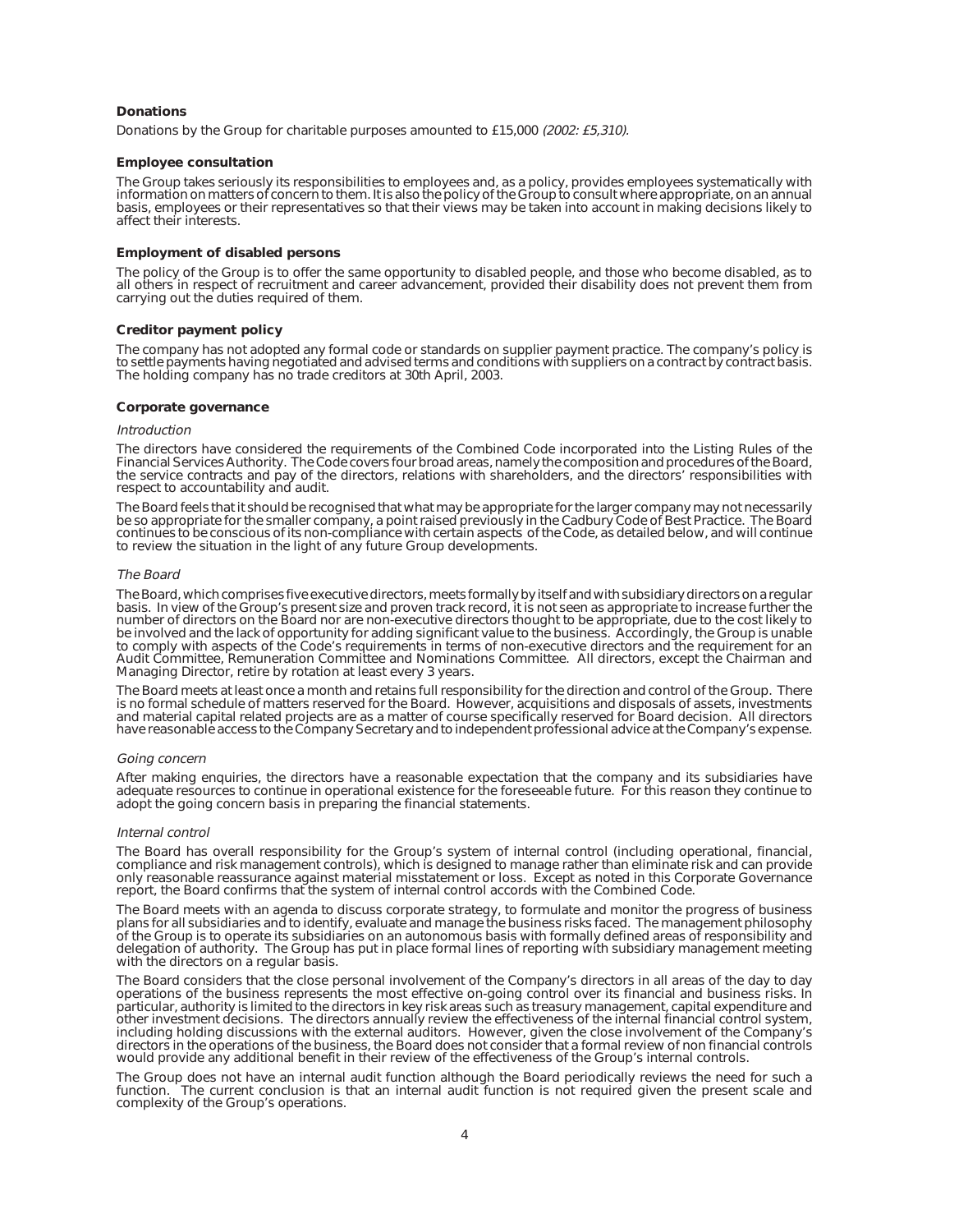## Donations

Donations by the Group for charitable purposes amounted to £15,000 *(2002: £5,310).*

## Employee consultation

The Group takes seriously its responsibilities to employees and, as a policy, provides employees systematically with information on matters of concern to them. It is also the policy of the Group to consult where appropriate, on an annual basis, employees or their representatives so that their views may be taken into account in making decisions likely to affect their interests.

## Employment of disabled persons

The policy of the Group is to offer the same opportunity to disabled people, and those who become disabled, as to all others in respect of recruitment and career advancement, provided their disability does not prevent them from carrying out the duties required of them.

## Creditor payment policy

The company has not adopted any formal code or standards on supplier payment practice. The company's policy is to settle payments having negotiated and advised terms and conditions with suppliers on a contract by contract basis. The holding company has no trade creditors at 30th April, 2003.

## Corporate governance

*Introduction*

The directors have considered the requirements of the Combined Code incorporated into the Listing Rules of the Financial Services Authority. The Code covers four broad areas, namely the composition and procedures of the Board, the service contracts and pay of the directors, relations with shareholders, and the directors' responsibilities with respect to accountability and audit.

The Board feels that it should be recognised that what may be appropriate for the larger company may not necessarily be so appropriate for the smaller company, a point raised previously in the Cadbury Code of Best Practice. The Board continues to be conscious of its non-compliance with certain aspects of the Code, as detailed below, and will continue to review the situation in the light of any future Group developments.

*The Board*

The Board, which comprises five executive directors, meets formally by itself and with subsidiary directors on a regular basis. In view of the Group's present size and proven track record, it is not seen as appropriate to increase further the number of directors on the Board nor are non-executive directors thought to be appropriate, due to the cost likely to be involved and the lack of opportunity for adding significant value to the business. Accordingly, the Group is unable to comply with aspects of the Code's requirements in terms of non-executive directors and the requirement for an Audit Committee, Remuneration Committee and Nominations Committee. All directors, except the Chairman and Managing Director, retire by rotation at least every 3 years.

The Board meets at least once a month and retains full responsibility for the direction and control of the Group. There is no formal schedule of matters reserved for the Board. However, acquisitions and disposals of assets, investments and material capital related projects are as a matter of course specifically reserved for Board decision. All directors have reasonable access to the Company Secretary and to independent professional advice at the Company's expense.

*Going concern*

After making enquiries, the directors have a reasonable expectation that the company and its subsidiaries have adequate resources to continue in operational existence for the foreseeable future. For this reason they continue to adopt the going concern basis in preparing the financial statements.

*Internal control*

The Board has overall responsibility for the Group's system of internal control (including operational, financial, compliance and risk management controls), which is designed to manage rather than eliminate risk and can provide only reasonable reassurance against material misstatement or loss. Except as noted in this Corporate Governance report, the Board confirms that the system of internal control accords with the Combined Code.

The Board meets with an agenda to discuss corporate strategy, to formulate and monitor the progress of business plans for all subsidiaries and to identify, evaluate and manage the business risks faced. The management philosophy of the Group is to operate its subsidiaries on an autonomous basis with formally defined areas of responsibility and delegation of authority. The Group has put in place formal lines of reporting with subsidiary management meeting with the directors on a regular basis.

The Board considers that the close personal involvement of the Company's directors in all areas of the day to day operations of the business represents the most effective on-going control over its financial and business risks. In particular, authority is limited to the directors in key risk areas such as treasury management, capital expenditure and other investment decisions. The directors annually review the effectiveness of the internal financial control system, including holding discussions with the external auditors. However, given the close involvement of the Company's directors in the operations of the business, the Board does not consider that a formal review of non financial controls would provide any additional benefit in their review of the effectiveness of the Group's internal controls.

The Group does not have an internal audit function although the Board periodically reviews the need for such a function. The current conclusion is that an internal audit function is not required given the present scale and complexity of the Group's operations.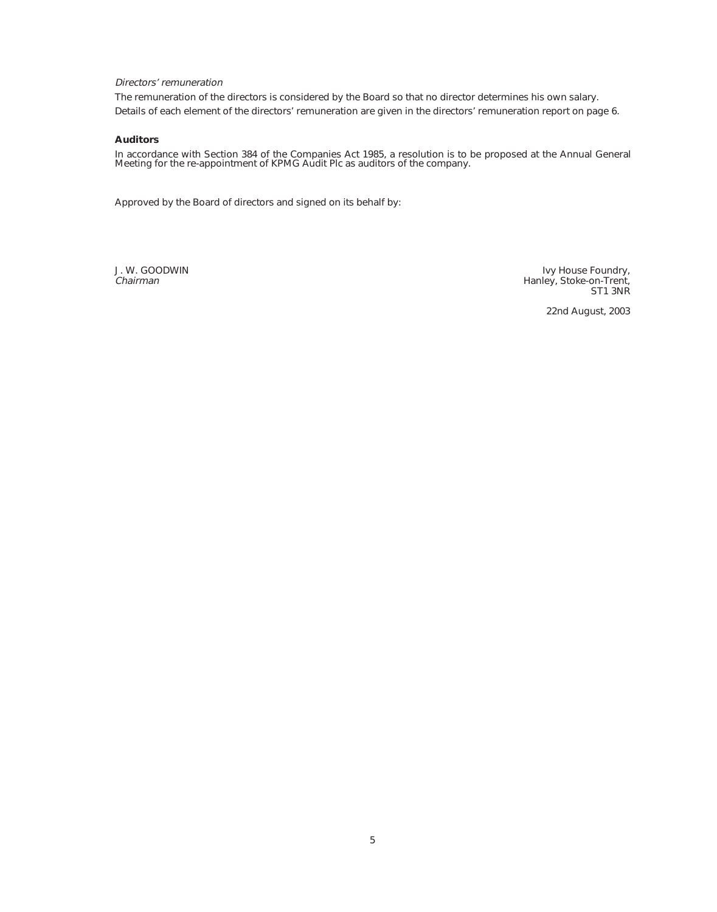*Directors' remuneration*

The remuneration of the directors is considered by the Board so that no director determines his own salary.

Details of each element of the directors' remuneration are given in the directors' remuneration report on page 6.

**Auditors**

In accordance with Section 384 of the Companies Act 1985, a resolution is to be proposed at the Annual General Meeting for the re-appointment of KPMG Audit Plc as auditors of the company.

Approved by the Board of directors and signed on its behalf by:

J. W. GOODWIN
*Chairman*

Ivy House Foundry,
Hanley, Stoke-on-Trent,
ST1 3NR

22nd August, 2003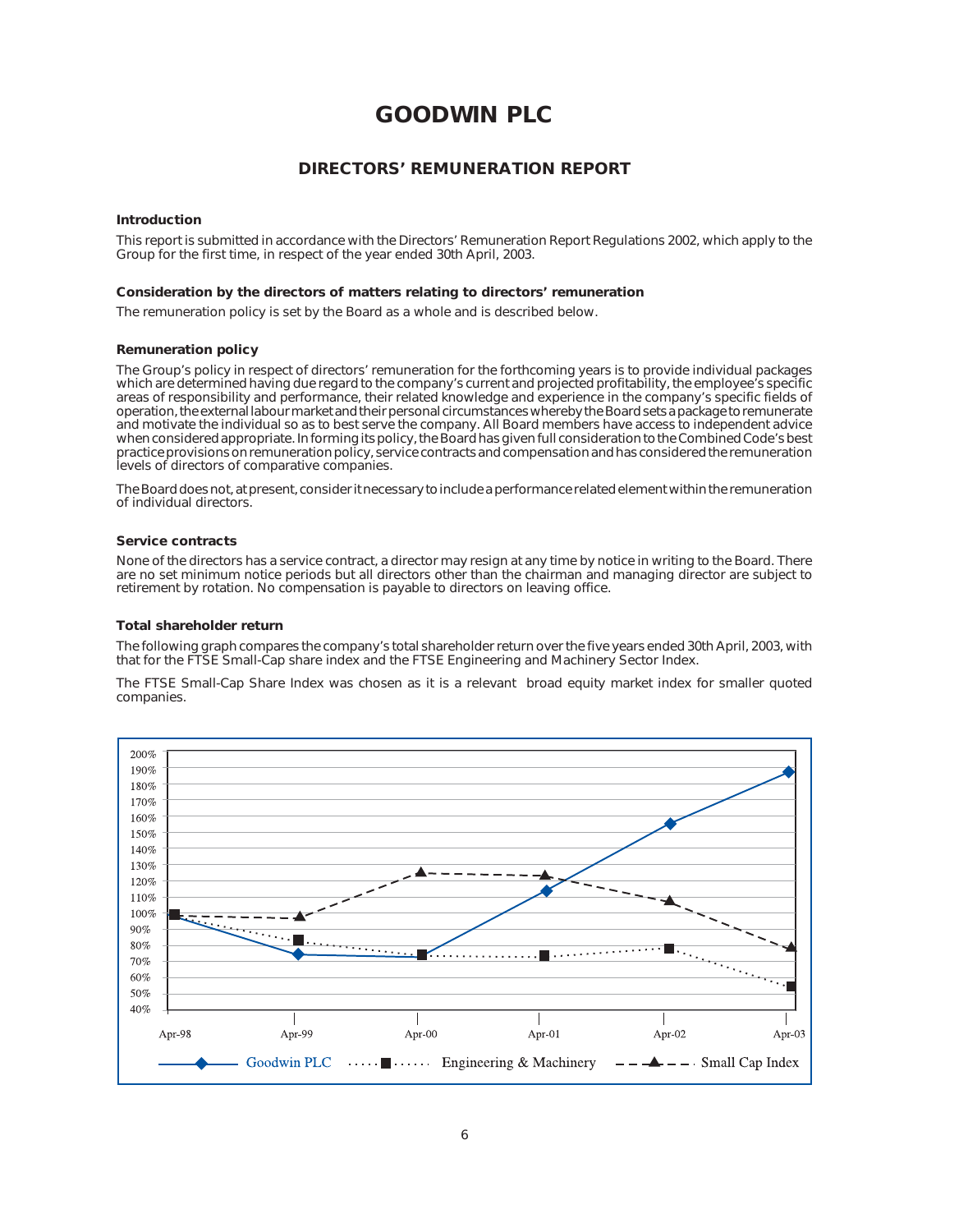# GOODWIN PLC

## DIRECTORS' REMUNERATION REPORT

### Introduction

This report is submitted in accordance with the Directors' Remuneration Report Regulations 2002, which apply to the Group for the first time, in respect of the year ended 30th April, 2003.

### Consideration by the directors of matters relating to directors' remuneration

The remuneration policy is set by the Board as a whole and is described below.

### Remuneration policy

The Group's policy in respect of directors' remuneration for the forthcoming years is to provide individual packages which are determined having due regard to the company's current and projected profitability, the employee's specific areas of responsibility and performance, their related knowledge and experience in the company's specific fields of operation, the external labour market and their personal circumstances whereby the Board sets a package to remunerate and motivate the individual so as to best serve the company. All Board members have access to independent advice when considered appropriate. In forming its policy, the Board has given full consideration to the Combined Code's best practice provisions on remuneration policy, service contracts and compensation and has considered the remuneration levels of directors of comparative companies.

The Board does not, at present, consider it necessary to include a performance related element within the remuneration of individual directors.

### Service contracts

None of the directors has a service contract, a director may resign at any time by notice in writing to the Board. There are no set minimum notice periods but all directors other than the chairman and managing director are subject to retirement by rotation. No compensation is payable to directors on leaving office.

### Total shareholder return

The following graph compares the company's total shareholder return over the five years ended 30th April, 2003, with that for the FTSE Small-Cap share index and the FTSE Engineering and Machinery Sector Index.

The FTSE Small-Cap Share Index was chosen as it is a relevant broad equity market index for smaller quoted companies.

| | Apr-98 | Apr-99 | Apr-00 | Apr-01 | Apr-02 | Apr-03 |
|---|---|---|---|---|---|---|
| Goodwin PLC | 100% | 74% | 73% | 114% | 155% | 187% |
| Engineering & Machinery | 100% | 83% | 74% | 73% | 78% | 54% |
| Small Cap Index | 98% | 97% | 125% | 123% | 107% | 78% |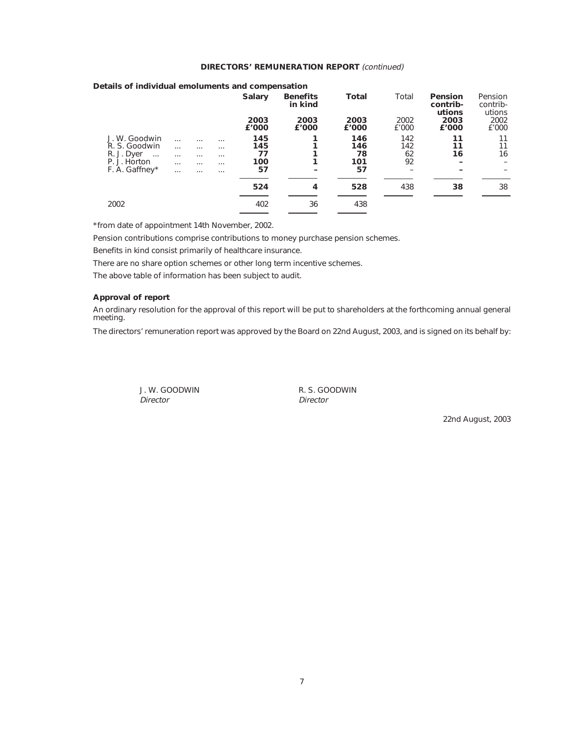**DIRECTORS' REMUNERATION REPORT** *(continued)*

**Details of individual emoluments and compensation**

| | **Salary 2003 £'000** | **Benefits in kind 2003 £'000** | **Total 2003 £'000** | Total 2002 £'000 | **Pension contributions 2003 £'000** | Pension contributions 2002 £'000 |
|---|---|---|---|---|---|---|
| J. W. Goodwin | **145** | **1** | **146** | 142 | **11** | 11 |
| R. S. Goodwin | **145** | **1** | **146** | 142 | **11** | 11 |
| R. J. Dyer | **77** | **1** | **78** | 62 | **16** | 16 |
| P. J. Horton | **100** | **1** | **101** | 92 | **–** | – |
| F. A. Gaffney* | **57** | **–** | **57** | – | **–** | – |
| | **524** | **4** | **528** | 438 | **38** | 38 |
| 2002 | 402 | 36 | 438 | | | |

*from date of appointment 14th November, 2002.

Pension contributions comprise contributions to money purchase pension schemes.

Benefits in kind consist primarily of healthcare insurance.

There are no share option schemes or other long term incentive schemes.

The above table of information has been subject to audit.

**Approval of report**

An ordinary resolution for the approval of this report will be put to shareholders at the forthcoming annual general meeting.

The directors' remuneration report was approved by the Board on 22nd August, 2003, and is signed on its behalf by:

J. W. GOODWIN
*Director*

R. S. GOODWIN
*Director*

22nd August, 2003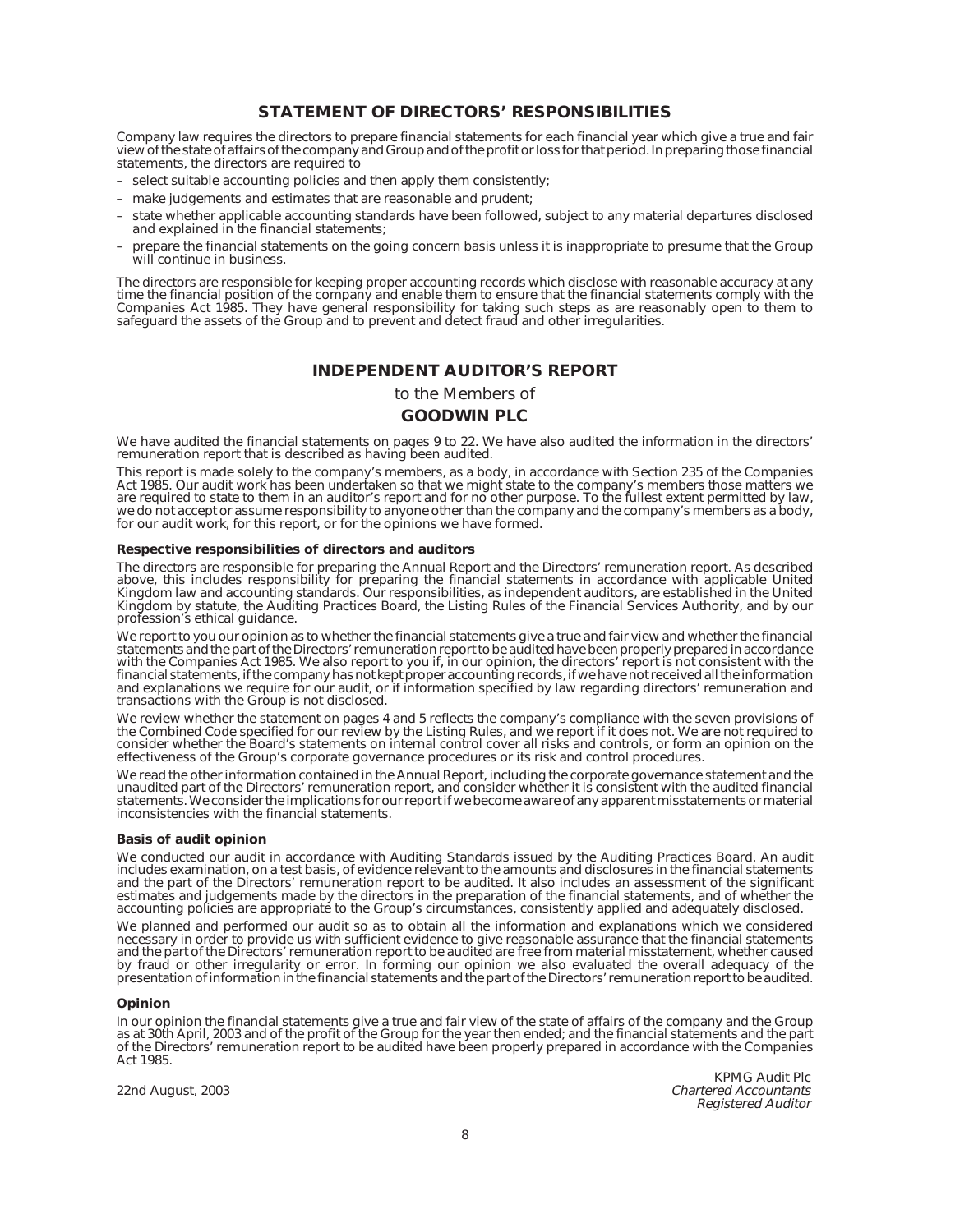## STATEMENT OF DIRECTORS' RESPONSIBILITIES

Company law requires the directors to prepare financial statements for each financial year which give a true and fair view of the state of affairs of the company and Group and of the profit or loss for that period. In preparing those financial statements, the directors are required to

- select suitable accounting policies and then apply them consistently;
- make judgements and estimates that are reasonable and prudent;
- state whether applicable accounting standards have been followed, subject to any material departures disclosed and explained in the financial statements;
- prepare the financial statements on the going concern basis unless it is inappropriate to presume that the Group will continue in business.

The directors are responsible for keeping proper accounting records which disclose with reasonable accuracy at any time the financial position of the company and enable them to ensure that the financial statements comply with the Companies Act 1985. They have general responsibility for taking such steps as are reasonably open to them to safeguard the assets of the Group and to prevent and detect fraud and other irregularities.

## INDEPENDENT AUDITOR'S REPORT

to the Members of

**GOODWIN PLC**

We have audited the financial statements on pages 9 to 22. We have also audited the information in the directors' remuneration report that is described as having been audited.

This report is made solely to the company's members, as a body, in accordance with Section 235 of the Companies Act 1985. Our audit work has been undertaken so that we might state to the company's members those matters we are required to state to them in an auditor's report and for no other purpose. To the fullest extent permitted by law, we do not accept or assume responsibility to anyone other than the company and the company's members as a body, for our audit work, for this report, or for the opinions we have formed.

**Respective responsibilities of directors and auditors**

The directors are responsible for preparing the Annual Report and the Directors' remuneration report. As described above, this includes responsibility for preparing the financial statements in accordance with applicable United Kingdom law and accounting standards. Our responsibilities, as independent auditors, are established in the United Kingdom by statute, the Auditing Practices Board, the Listing Rules of the Financial Services Authority, and by our profession's ethical guidance.

We report to you our opinion as to whether the financial statements give a true and fair view and whether the financial statements and the part of the Directors' remuneration report to be audited have been properly prepared in accordance with the Companies Act 1985. We also report to you if, in our opinion, the directors' report is not consistent with the financial statements, if the company has not kept proper accounting records, if we have not received all the information and explanations we require for our audit, or if information specified by law regarding directors' remuneration and transactions with the Group is not disclosed.

We review whether the statement on pages 4 and 5 reflects the company's compliance with the seven provisions of the Combined Code specified for our review by the Listing Rules, and we report if it does not. We are not required to consider whether the Board's statements on internal control cover all risks and controls, or form an opinion on the effectiveness of the Group's corporate governance procedures or its risk and control procedures.

We read the other information contained in the Annual Report, including the corporate governance statement and the unaudited part of the Directors' remuneration report, and consider whether it is consistent with the audited financial statements. We consider the implications for our report if we become aware of any apparent misstatements or material inconsistencies with the financial statements.

**Basis of audit opinion**

We conducted our audit in accordance with Auditing Standards issued by the Auditing Practices Board. An audit includes examination, on a test basis, of evidence relevant to the amounts and disclosures in the financial statements and the part of the Directors' remuneration report to be audited. It also includes an assessment of the significant estimates and judgements made by the directors in the preparation of the financial statements, and of whether the accounting policies are appropriate to the Group's circumstances, consistently applied and adequately disclosed.

We planned and performed our audit so as to obtain all the information and explanations which we considered necessary in order to provide us with sufficient evidence to give reasonable assurance that the financial statements and the part of the Directors' remuneration report to be audited are free from material misstatement, whether caused by fraud or other irregularity or error. In forming our opinion we also evaluated the overall adequacy of the presentation of information in the financial statements and the part of the Directors' remuneration report to be audited.

**Opinion**

In our opinion the financial statements give a true and fair view of the state of affairs of the company and the Group as at 30th April, 2003 and of the profit of the Group for the year then ended; and the financial statements and the part of the Directors' remuneration report to be audited have been properly prepared in accordance with the Companies Act 1985.

22nd August, 2003

KPMG Audit Plc
*Chartered Accountants*
*Registered Auditor*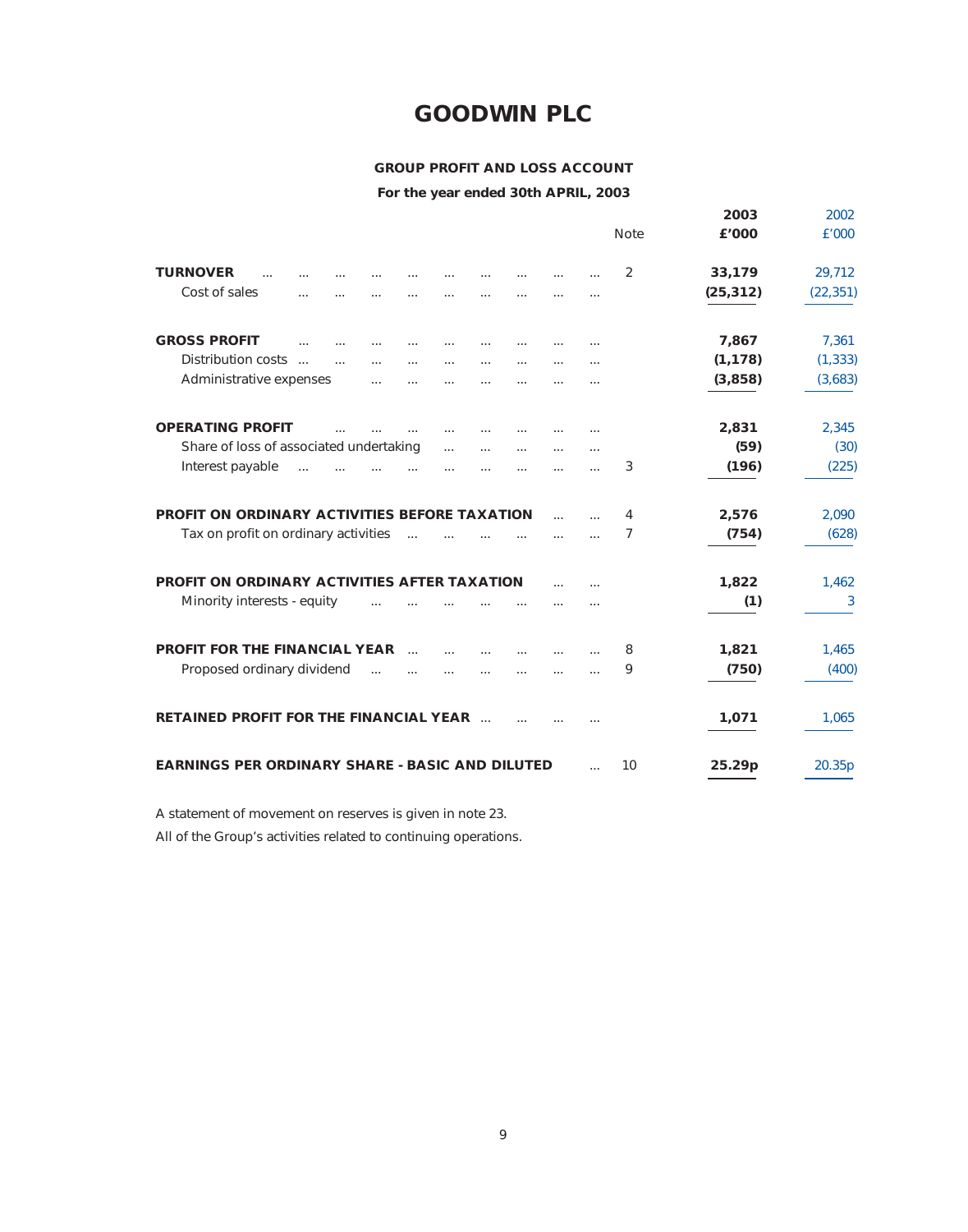# GOODWIN PLC

## GROUP PROFIT AND LOSS ACCOUNT

**For the year ended 30th APRIL, 2003**

| | Note | 2003 £'000 | 2002 £'000 |
|---|---|---|---|
| **TURNOVER** | 2 | **33,179** | 29,712 |
| Cost of sales | | **(25,312)** | (22,351) |
| **GROSS PROFIT** | | **7,867** | 7,361 |
| Distribution costs | | **(1,178)** | (1,333) |
| Administrative expenses | | **(3,858)** | (3,683) |
| **OPERATING PROFIT** | | **2,831** | 2,345 |
| Share of loss of associated undertaking | | **(59)** | (30) |
| Interest payable | 3 | **(196)** | (225) |
| **PROFIT ON ORDINARY ACTIVITIES BEFORE TAXATION** | 4 | **2,576** | 2,090 |
| Tax on profit on ordinary activities | 7 | **(754)** | (628) |
| **PROFIT ON ORDINARY ACTIVITIES AFTER TAXATION** | | **1,822** | 1,462 |
| Minority interests - equity | | **(1)** | 3 |
| **PROFIT FOR THE FINANCIAL YEAR** | 8 | **1,821** | 1,465 |
| Proposed ordinary dividend | 9 | **(750)** | (400) |
| **RETAINED PROFIT FOR THE FINANCIAL YEAR** | | **1,071** | 1,065 |
| **EARNINGS PER ORDINARY SHARE - BASIC AND DILUTED** | 10 | **25.29p** | 20.35p |

A statement of movement on reserves is given in note 23.

All of the Group's activities related to continuing operations.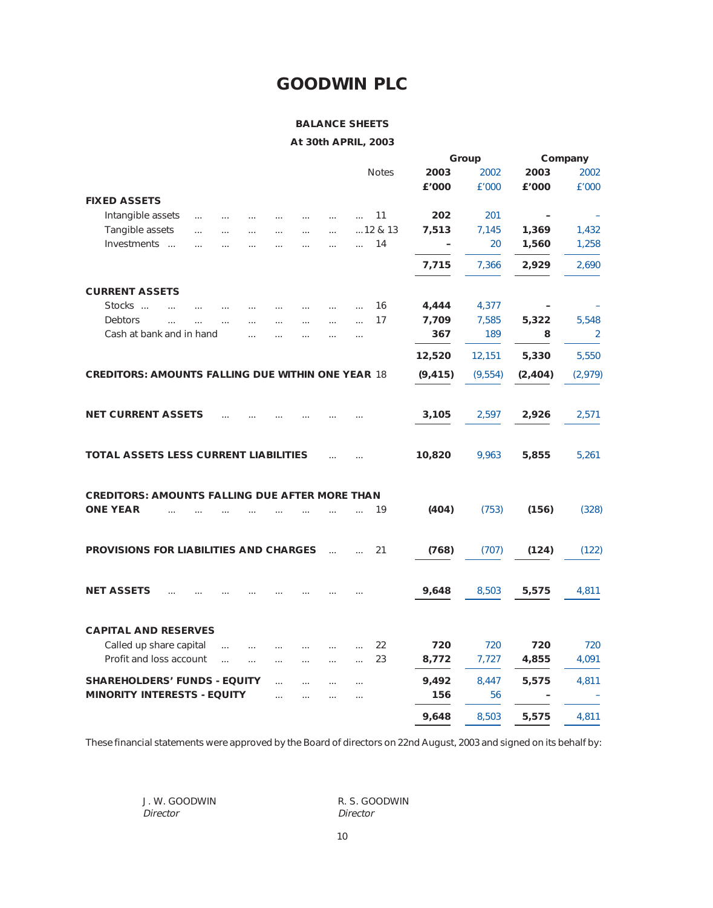# GOODWIN PLC

## BALANCE SHEETS

### At 30th APRIL, 2003

| | Notes | Group 2003 £'000 | Group 2002 £'000 | Company 2003 £'000 | Company 2002 £'000 |
|---|---|---|---|---|---|
| **FIXED ASSETS** | | | | | |
| Intangible assets | 11 | **202** | 201 | **–** | – |
| Tangible assets | 12 & 13 | **7,513** | 7,145 | **1,369** | 1,432 |
| Investments | 14 | **–** | 20 | **1,560** | 1,258 |
| | | **7,715** | 7,366 | **2,929** | 2,690 |
| **CURRENT ASSETS** | | | | | |
| Stocks | 16 | **4,444** | 4,377 | **–** | – |
| Debtors | 17 | **7,709** | 7,585 | **5,322** | 5,548 |
| Cash at bank and in hand | | **367** | 189 | **8** | 2 |
| | | **12,520** | 12,151 | **5,330** | 5,550 |
| **CREDITORS: AMOUNTS FALLING DUE WITHIN ONE YEAR** | 18 | **(9,415)** | (9,554) | **(2,404)** | (2,979) |
| **NET CURRENT ASSETS** | | **3,105** | 2,597 | **2,926** | 2,571 |
| **TOTAL ASSETS LESS CURRENT LIABILITIES** | | **10,820** | 9,963 | **5,855** | 5,261 |
| **CREDITORS: AMOUNTS FALLING DUE AFTER MORE THAN ONE YEAR** | 19 | **(404)** | (753) | **(156)** | (328) |
| **PROVISIONS FOR LIABILITIES AND CHARGES** | 21 | **(768)** | (707) | **(124)** | (122) |
| **NET ASSETS** | | **9,648** | 8,503 | **5,575** | 4,811 |
| **CAPITAL AND RESERVES** | | | | | |
| Called up share capital | 22 | **720** | 720 | **720** | 720 |
| Profit and loss account | 23 | **8,772** | 7,727 | **4,855** | 4,091 |
| **SHAREHOLDERS' FUNDS - EQUITY** | | **9,492** | 8,447 | **5,575** | 4,811 |
| **MINORITY INTERESTS - EQUITY** | | **156** | 56 | **–** | – |
| | | **9,648** | 8,503 | **5,575** | 4,811 |

These financial statements were approved by the Board of directors on 22nd August, 2003 and signed on its behalf by:

J. W. GOODWIN
*Director*

R. S. GOODWIN
*Director*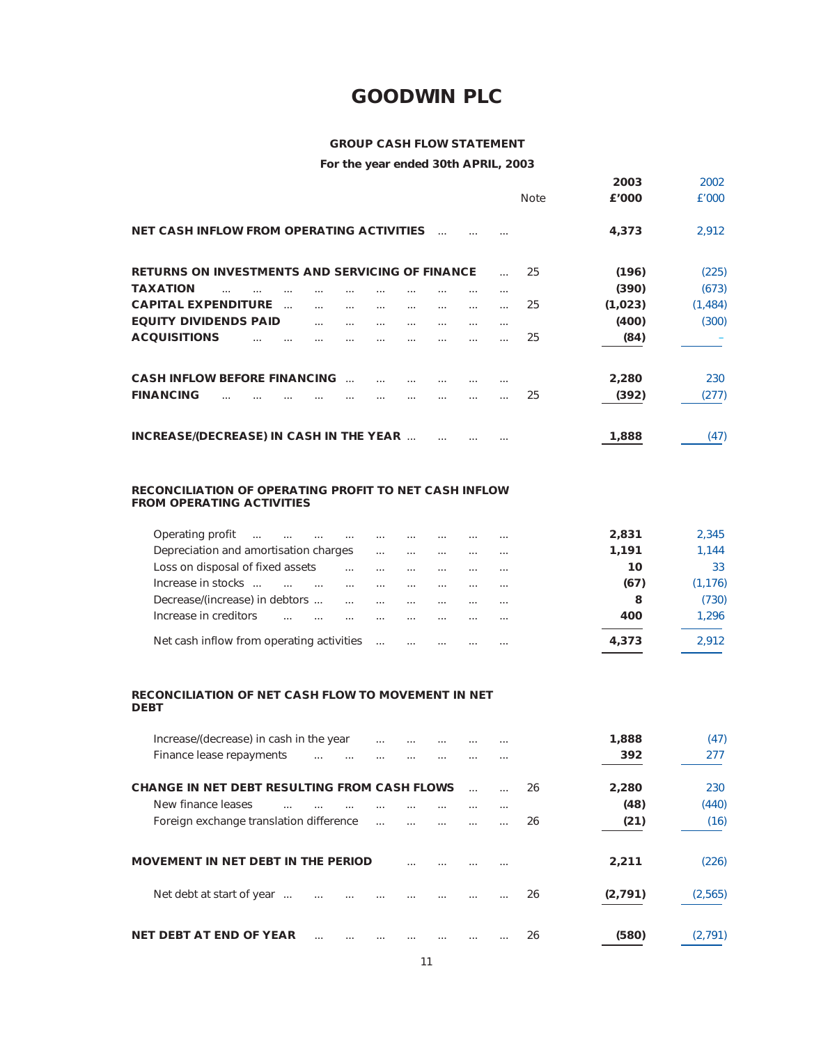# GOODWIN PLC

## GROUP CASH FLOW STATEMENT

### For the year ended 30th APRIL, 2003

| | Note | 2003 £'000 | 2002 £'000 |
|---|---|---|---|
| **NET CASH INFLOW FROM OPERATING ACTIVITIES** | | **4,373** | 2,912 |
| **RETURNS ON INVESTMENTS AND SERVICING OF FINANCE** | 25 | **(196)** | (225) |
| **TAXATION** | | **(390)** | (673) |
| **CAPITAL EXPENDITURE** | 25 | **(1,023)** | (1,484) |
| **EQUITY DIVIDENDS PAID** | | **(400)** | (300) |
| **ACQUISITIONS** | 25 | **(84)** | – |
| **CASH INFLOW BEFORE FINANCING** | | **2,280** | 230 |
| **FINANCING** | 25 | **(392)** | (277) |
| **INCREASE/(DECREASE) IN CASH IN THE YEAR** | | **1,888** | (47) |

### RECONCILIATION OF OPERATING PROFIT TO NET CASH INFLOW FROM OPERATING ACTIVITIES

| | Note | 2003 £'000 | 2002 £'000 |
|---|---|---|---|
| Operating profit | | **2,831** | 2,345 |
| Depreciation and amortisation charges | | **1,191** | 1,144 |
| Loss on disposal of fixed assets | | **10** | 33 |
| Increase in stocks | | **(67)** | (1,176) |
| Decrease/(increase) in debtors | | **8** | (730) |
| Increase in creditors | | **400** | 1,296 |
| Net cash inflow from operating activities | | **4,373** | 2,912 |

### RECONCILIATION OF NET CASH FLOW TO MOVEMENT IN NET DEBT

| | Note | 2003 £'000 | 2002 £'000 |
|---|---|---|---|
| Increase/(decrease) in cash in the year | | **1,888** | (47) |
| Finance lease repayments | | **392** | 277 |
| **CHANGE IN NET DEBT RESULTING FROM CASH FLOWS** | 26 | **2,280** | 230 |
| New finance leases | | **(48)** | (440) |
| Foreign exchange translation difference | 26 | **(21)** | (16) |
| **MOVEMENT IN NET DEBT IN THE PERIOD** | | **2,211** | (226) |
| Net debt at start of year | 26 | **(2,791)** | (2,565) |
| **NET DEBT AT END OF YEAR** | 26 | **(580)** | (2,791) |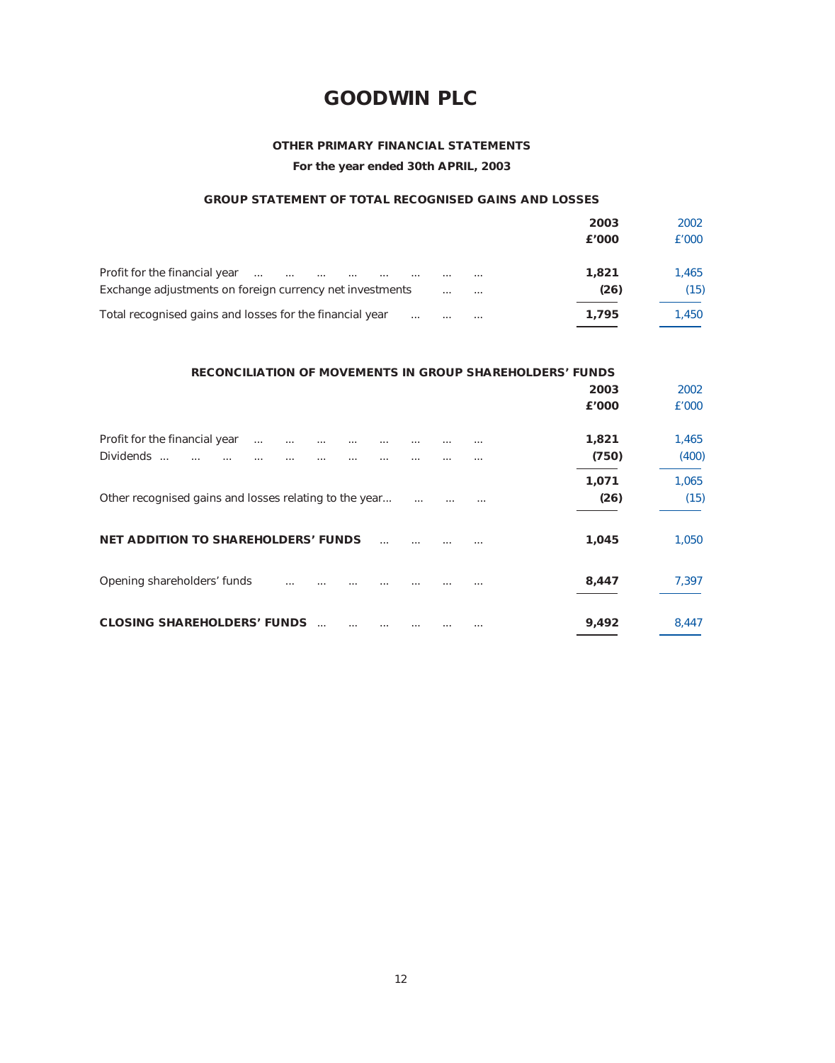# GOODWIN PLC

### OTHER PRIMARY FINANCIAL STATEMENTS

**For the year ended 30th APRIL, 2003**

### GROUP STATEMENT OF TOTAL RECOGNISED GAINS AND LOSSES

| | 2003 £'000 | 2002 £'000 |
|---|---|---|
| Profit for the financial year ... ... ... ... ... ... ... ... | **1,821** | 1,465 |
| Exchange adjustments on foreign currency net investments ... ... | **(26)** | (15) |
| Total recognised gains and losses for the financial year ... ... ... | **1,795** | 1,450 |

### RECONCILIATION OF MOVEMENTS IN GROUP SHAREHOLDERS' FUNDS

| | 2003 £'000 | 2002 £'000 |
|---|---|---|
| Profit for the financial year ... ... ... ... ... ... ... ... | **1,821** | 1,465 |
| Dividends ... ... ... ... ... ... ... ... ... ... ... | **(750)** | (400) |
| | **1,071** | 1,065 |
| Other recognised gains and losses relating to the year... ... ... ... | **(26)** | (15) |
| **NET ADDITION TO SHAREHOLDERS' FUNDS** ... ... ... ... | **1,045** | 1,050 |
| Opening shareholders' funds ... ... ... ... ... ... ... | **8,447** | 7,397 |
| **CLOSING SHAREHOLDERS' FUNDS** ... ... ... ... ... ... | **9,492** | 8,447 |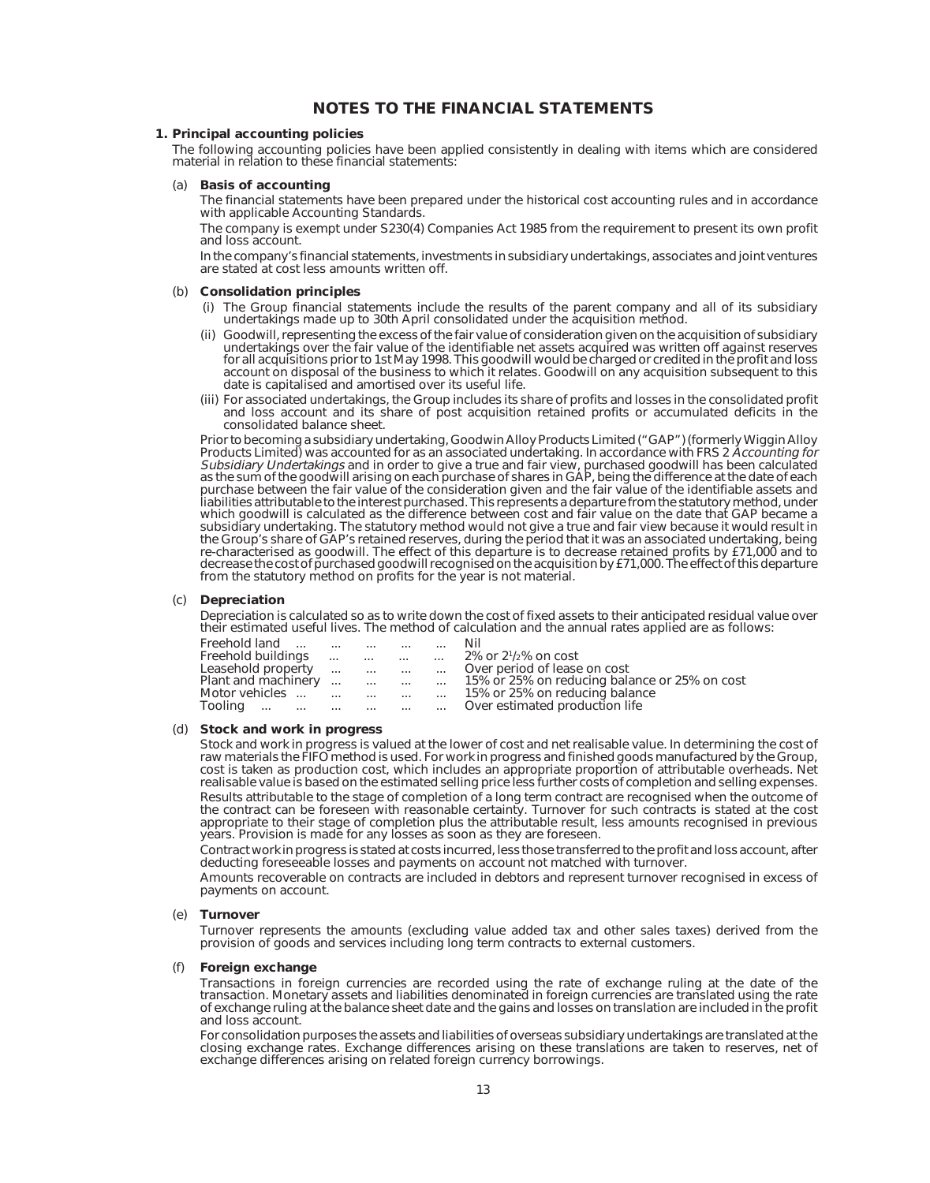# NOTES TO THE FINANCIAL STATEMENTS

## 1. Principal accounting policies

The following accounting policies have been applied consistently in dealing with items which are considered material in relation to these financial statements:

### (a) Basis of accounting

The financial statements have been prepared under the historical cost accounting rules and in accordance with applicable Accounting Standards.

The company is exempt under S230(4) Companies Act 1985 from the requirement to present its own profit and loss account.

In the company's financial statements, investments in subsidiary undertakings, associates and joint ventures are stated at cost less amounts written off.

### (b) Consolidation principles

(i) The Group financial statements include the results of the parent company and all of its subsidiary undertakings made up to 30th April consolidated under the acquisition method.

(ii) Goodwill, representing the excess of the fair value of consideration given on the acquisition of subsidiary undertakings over the fair value of the identifiable net assets acquired was written off against reserves for all acquisitions prior to 1st May 1998. This goodwill would be charged or credited in the profit and loss account on disposal of the business to which it relates. Goodwill on any acquisition subsequent to this date is capitalised and amortised over its useful life.

(iii) For associated undertakings, the Group includes its share of profits and losses in the consolidated profit and loss account and its share of post acquisition retained profits or accumulated deficits in the consolidated balance sheet.

Prior to becoming a subsidiary undertaking, Goodwin Alloy Products Limited ("GAP") (formerly Wiggin Alloy Products Limited) was accounted for as an associated undertaking. In accordance with FRS 2 *Accounting for Subsidiary Undertakings* and in order to give a true and fair view, purchased goodwill has been calculated as the sum of the goodwill arising on each purchase of shares in GAP, being the difference at the date of each purchase between the fair value of the consideration given and the fair value of the identifiable assets and liabilities attributable to the interest purchased. This represents a departure from the statutory method, under which goodwill is calculated as the difference between cost and fair value on the date that GAP became a subsidiary undertaking. The statutory method would not give a true and fair view because it would result in the Group's share of GAP's retained reserves, during the period that it was an associated undertaking, being re-characterised as goodwill. The effect of this departure is to decrease retained profits by £71,000 and to decrease the cost of purchased goodwill recognised on the acquisition by £71,000. The effect of this departure from the statutory method on profits for the year is not material.

### (c) Depreciation

Depreciation is calculated so as to write down the cost of fixed assets to their anticipated residual value over their estimated useful lives. The method of calculation and the annual rates applied are as follows:

| | |
|---|---|
| Freehold land | Nil |
| Freehold buildings | 2% or 2½% on cost |
| Leasehold property | Over period of lease on cost |
| Plant and machinery | 15% or 25% on reducing balance or 25% on cost |
| Motor vehicles | 15% or 25% on reducing balance |
| Tooling | Over estimated production life |

### (d) Stock and work in progress

Stock and work in progress is valued at the lower of cost and net realisable value. In determining the cost of raw materials the FIFO method is used. For work in progress and finished goods manufactured by the Group, cost is taken as production cost, which includes an appropriate proportion of attributable overheads. Net realisable value is based on the estimated selling price less further costs of completion and selling expenses.

Results attributable to the stage of completion of a long term contract are recognised when the outcome of the contract can be foreseen with reasonable certainty. Turnover for such contracts is stated at the cost appropriate to their stage of completion plus the attributable result, less amounts recognised in previous years. Provision is made for any losses as soon as they are foreseen.

Contract work in progress is stated at costs incurred, less those transferred to the profit and loss account, after deducting foreseeable losses and payments on account not matched with turnover.

Amounts recoverable on contracts are included in debtors and represent turnover recognised in excess of payments on account.

### (e) Turnover

Turnover represents the amounts (excluding value added tax and other sales taxes) derived from the provision of goods and services including long term contracts to external customers.

### (f) Foreign exchange

Transactions in foreign currencies are recorded using the rate of exchange ruling at the date of the transaction. Monetary assets and liabilities denominated in foreign currencies are translated using the rate of exchange ruling at the balance sheet date and the gains and losses on translation are included in the profit and loss account.

For consolidation purposes the assets and liabilities of overseas subsidiary undertakings are translated at the closing exchange rates. Exchange differences arising on these translations are taken to reserves, net of exchange differences arising on related foreign currency borrowings.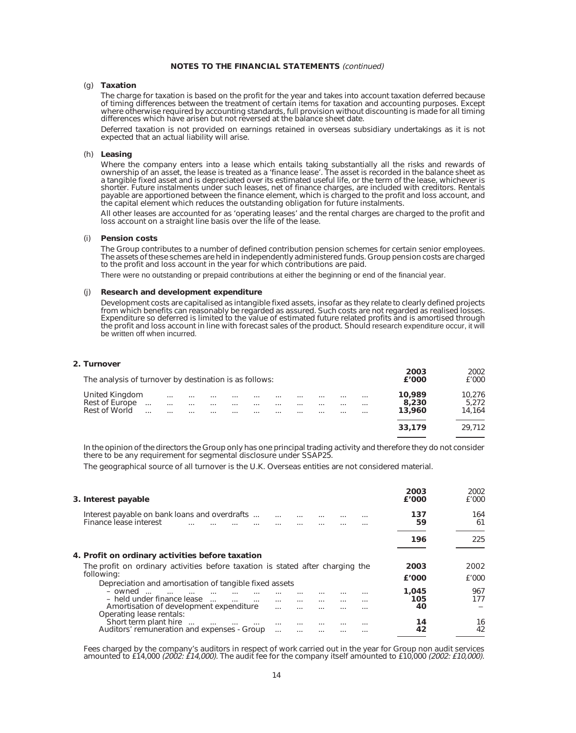## NOTES TO THE FINANCIAL STATEMENTS *(continued)*

(g) **Taxation**

The charge for taxation is based on the profit for the year and takes into account taxation deferred because of timing differences between the treatment of certain items for taxation and accounting purposes. Except where otherwise required by accounting standards, full provision without discounting is made for all timing differences which have arisen but not reversed at the balance sheet date.

Deferred taxation is not provided on earnings retained in overseas subsidiary undertakings as it is not expected that an actual liability will arise.

(h) **Leasing**

Where the company enters into a lease which entails taking substantially all the risks and rewards of ownership of an asset, the lease is treated as a 'finance lease'. The asset is recorded in the balance sheet as a tangible fixed asset and is depreciated over its estimated useful life, or the term of the lease, whichever is shorter. Future instalments under such leases, net of finance charges, are included with creditors. Rentals payable are apportioned between the finance element, which is charged to the profit and loss account, and the capital element which reduces the outstanding obligation for future instalments.

All other leases are accounted for as 'operating leases' and the rental charges are charged to the profit and loss account on a straight line basis over the life of the lease.

(i) **Pension costs**

The Group contributes to a number of defined contribution pension schemes for certain senior employees. The assets of these schemes are held in independently administered funds. Group pension costs are charged to the profit and loss account in the year for which contributions are paid.

There were no outstanding or prepaid contributions at either the beginning or end of the financial year.

(j) **Research and development expenditure**

Development costs are capitalised as intangible fixed assets, insofar as they relate to clearly defined projects from which benefits can reasonably be regarded as assured. Such costs are not regarded as realised losses. Expenditure so deferred is limited to the value of estimated future related profits and is amortised through the profit and loss account in line with forecast sales of the product. Should research expenditure occur, it will be written off when incurred.

### 2. Turnover

| The analysis of turnover by destination is as follows: | **2003 £'000** | 2002 £'000 |
|---|---|---|
| United Kingdom | **10,989** | 10,276 |
| Rest of Europe | **8,230** | 5,272 |
| Rest of World | **13,960** | 14,164 |
| | **33,179** | 29,712 |

In the opinion of the directors the Group only has one principal trading activity and therefore they do not consider there to be any requirement for segmental disclosure under SSAP25.

The geographical source of all turnover is the U.K. Overseas entities are not considered material.

### 3. Interest payable

| | **2003 £'000** | 2002 £'000 |
|---|---|---|
| Interest payable on bank loans and overdrafts | **137** | 164 |
| Finance lease interest | **59** | 61 |
| | **196** | 225 |

### 4. Profit on ordinary activities before taxation

| The profit on ordinary activities before taxation is stated after charging the following: | **2003 £'000** | 2002 £'000 |
|---|---|---|
| Depreciation and amortisation of tangible fixed assets | | |
| – owned | **1,045** | 967 |
| – held under finance lease | **105** | 177 |
| Amortisation of development expenditure | **40** | – |
| Operating lease rentals: | | |
| Short term plant hire | **14** | 16 |
| Auditors' remuneration and expenses - Group | **42** | 42 |

Fees charged by the company's auditors in respect of work carried out in the year for Group non audit services amounted to £14,000 *(2002: £14,000).* The audit fee for the company itself amounted to £10,000 *(2002: £10,000).*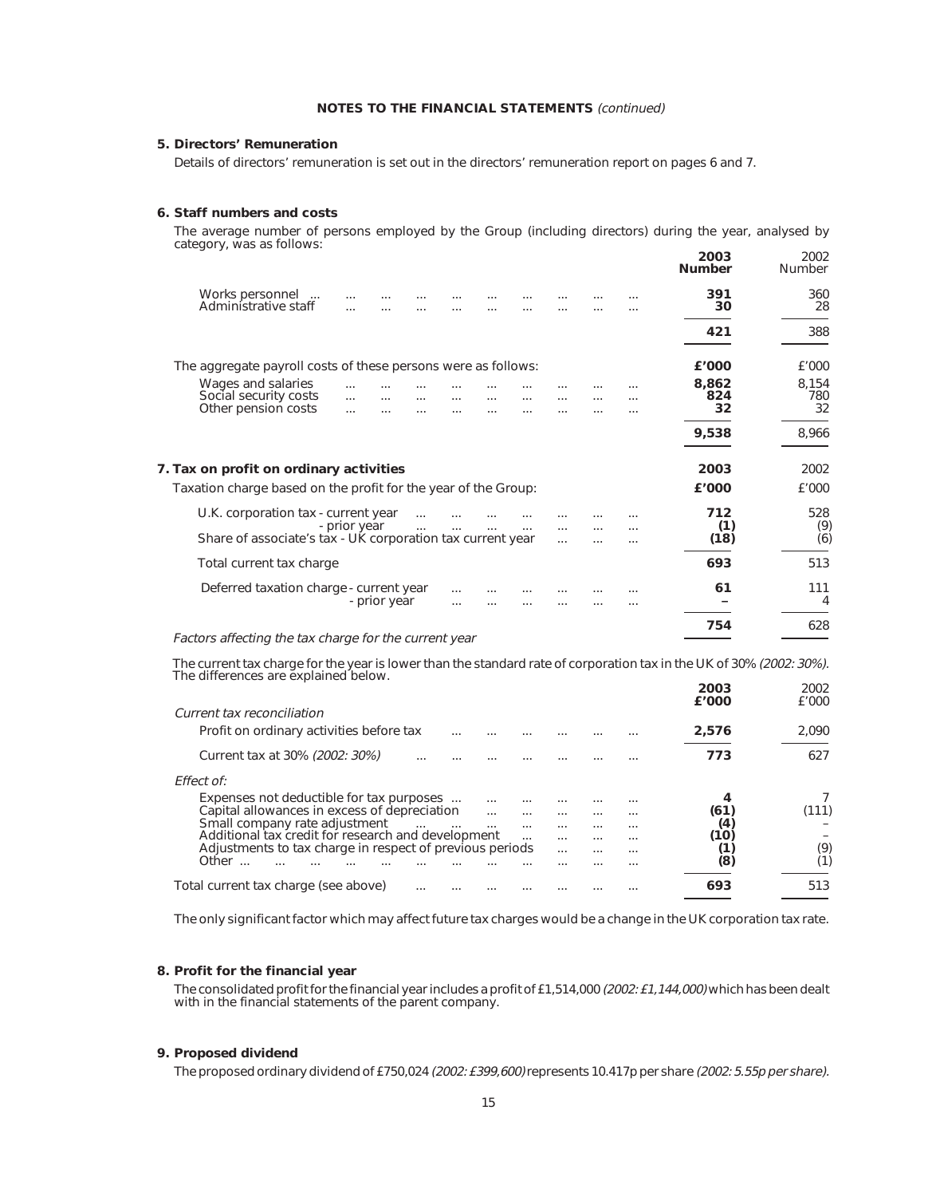## NOTES TO THE FINANCIAL STATEMENTS *(continued)*

### 5. Directors' Remuneration

Details of directors' remuneration is set out in the directors' remuneration report on pages 6 and 7.

### 6. Staff numbers and costs

The average number of persons employed by the Group (including directors) during the year, analysed by category, was as follows:

| | **2003 Number** | 2002 Number |
|---|---|---|
| Works personnel | **391** | 360 |
| Administrative staff | **30** | 28 |
| | **421** | 388 |

| The aggregate payroll costs of these persons were as follows: | **£'000** | £'000 |
|---|---|---|
| Wages and salaries | **8,862** | 8,154 |
| Social security costs | **824** | 780 |
| Other pension costs | **32** | 32 |
| | **9,538** | 8,966 |

### 7. Tax on profit on ordinary activities

| Taxation charge based on the profit for the year of the Group: | **2003 £'000** | 2002 £'000 |
|---|---|---|
| U.K. corporation tax - current year | **712** | 528 |
| - prior year | **(1)** | (9) |
| Share of associate's tax - UK corporation tax current year | **(18)** | (6) |
| Total current tax charge | **693** | 513 |
| Deferred taxation charge - current year | **61** | 111 |
| - prior year | **–** | 4 |
| | **754** | 628 |

*Factors affecting the tax charge for the current year*

The current tax charge for the year is lower than the standard rate of corporation tax in the UK of 30% *(2002: 30%)*. The differences are explained below.

| *Current tax reconciliation* | **2003 £'000** | 2002 £'000 |
|---|---|---|
| Profit on ordinary activities before tax | **2,576** | 2,090 |
| Current tax at 30% *(2002: 30%)* | **773** | 627 |
| *Effect of:* | | |
| Expenses not deductible for tax purposes | **4** | 7 |
| Capital allowances in excess of depreciation | **(61)** | (111) |
| Small company rate adjustment | **(4)** | – |
| Additional tax credit for research and development | **(10)** | – |
| Adjustments to tax charge in respect of previous periods | **(1)** | (9) |
| Other | **(8)** | (1) |
| Total current tax charge (see above) | **693** | 513 |

The only significant factor which may affect future tax charges would be a change in the UK corporation tax rate.

### 8. Profit for the financial year

The consolidated profit for the financial year includes a profit of £1,514,000 *(2002: £1,144,000)* which has been dealt with in the financial statements of the parent company.

### 9. Proposed dividend

The proposed ordinary dividend of £750,024 *(2002: £399,600)* represents 10.417p per share *(2002: 5.55p per share)*.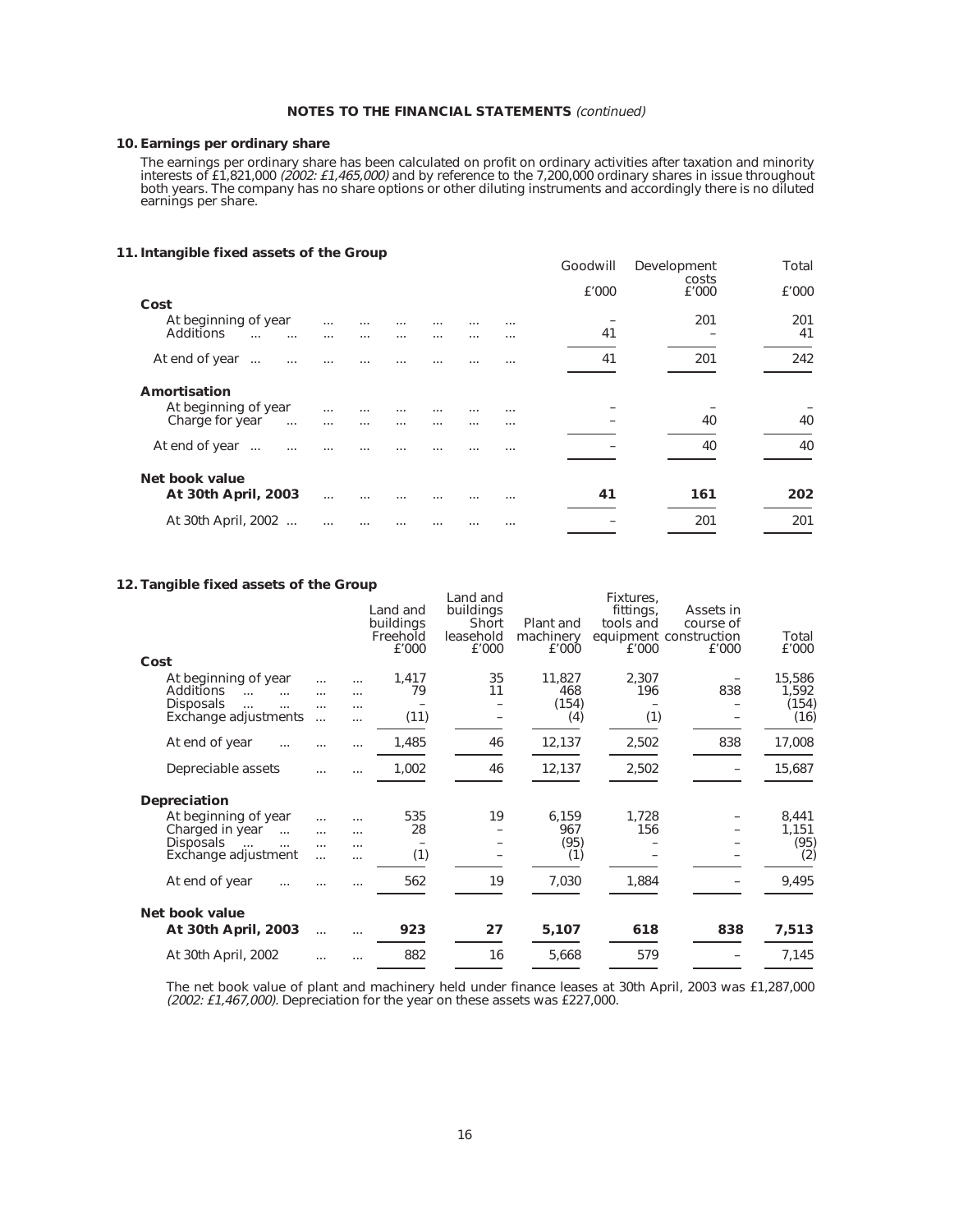**NOTES TO THE FINANCIAL STATEMENTS** *(continued)*

**10. Earnings per ordinary share**

The earnings per ordinary share has been calculated on profit on ordinary activities after taxation and minority interests of £1,821,000 *(2002: £1,465,000)* and by reference to the 7,200,000 ordinary shares in issue throughout both years. The company has no share options or other diluting instruments and accordingly there is no diluted earnings per share.

**11. Intangible fixed assets of the Group**

| | Goodwill £'000 | Development costs £'000 | Total £'000 |
|---|---|---|---|
| **Cost** | | | |
| At beginning of year | – | 201 | 201 |
| Additions | 41 | – | 41 |
| At end of year | 41 | 201 | 242 |
| **Amortisation** | | | |
| At beginning of year | – | – | – |
| Charge for year | – | 40 | 40 |
| At end of year | – | 40 | 40 |
| **Net book value** | | | |
| **At 30th April, 2003** | **41** | **161** | **202** |
| At 30th April, 2002 | – | 201 | 201 |

**12. Tangible fixed assets of the Group**

| | Land and buildings Freehold £'000 | Land and buildings Short leasehold £'000 | Plant and machinery £'000 | Fixtures, fittings, tools and equipment £'000 | Assets in course of construction £'000 | Total £'000 |
|---|---|---|---|---|---|---|
| **Cost** | | | | | | |
| At beginning of year | 1,417 | 35 | 11,827 | 2,307 | – | 15,586 |
| Additions | 79 | 11 | 468 | 196 | 838 | 1,592 |
| Disposals | – | – | (154) | – | – | (154) |
| Exchange adjustments | (11) | – | (4) | (1) | – | (16) |
| At end of year | 1,485 | 46 | 12,137 | 2,502 | 838 | 17,008 |
| Depreciable assets | 1,002 | 46 | 12,137 | 2,502 | – | 15,687 |
| **Depreciation** | | | | | | |
| At beginning of year | 535 | 19 | 6,159 | 1,728 | – | 8,441 |
| Charged in year | 28 | – | 967 | 156 | – | 1,151 |
| Disposals | – | – | (95) | – | – | (95) |
| Exchange adjustment | (1) | – | (1) | – | – | (2) |
| At end of year | 562 | 19 | 7,030 | 1,884 | – | 9,495 |
| **Net book value** | | | | | | |
| **At 30th April, 2003** | **923** | **27** | **5,107** | **618** | **838** | **7,513** |
| At 30th April, 2002 | 882 | 16 | 5,668 | 579 | – | 7,145 |

The net book value of plant and machinery held under finance leases at 30th April, 2003 was £1,287,000 *(2002: £1,467,000)*. Depreciation for the year on these assets was £227,000.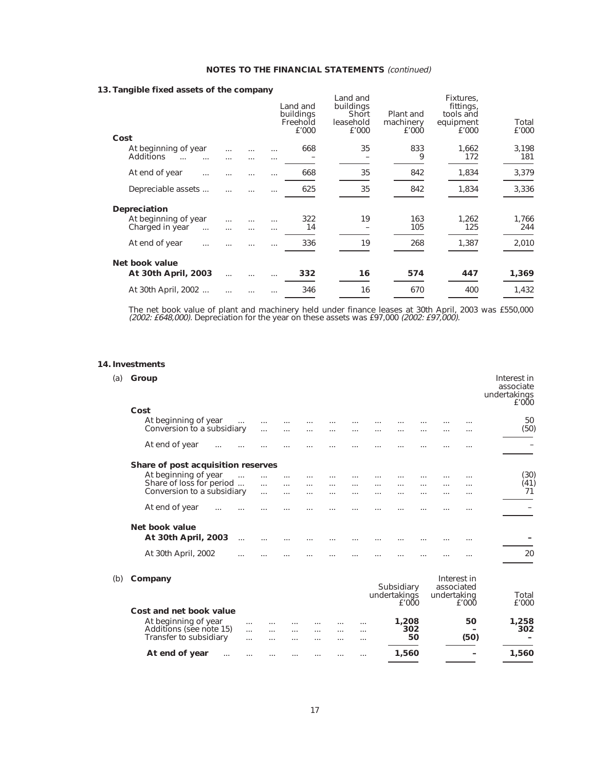## NOTES TO THE FINANCIAL STATEMENTS *(continued)*

### 13. Tangible fixed assets of the company

| | Land and buildings Freehold £'000 | Land and buildings Short leasehold £'000 | Plant and machinery £'000 | Fixtures, fittings, tools and equipment £'000 | Total £'000 |
|---|---|---|---|---|---|
| **Cost** | | | | | |
| At beginning of year | 668 | 35 | 833 | 1,662 | 3,198 |
| Additions | – | – | 9 | 172 | 181 |
| At end of year | 668 | 35 | 842 | 1,834 | 3,379 |
| Depreciable assets | 625 | 35 | 842 | 1,834 | 3,336 |
| **Depreciation** | | | | | |
| At beginning of year | 322 | 19 | 163 | 1,262 | 1,766 |
| Charged in year | 14 | – | 105 | 125 | 244 |
| At end of year | 336 | 19 | 268 | 1,387 | 2,010 |
| **Net book value** | | | | | |
| **At 30th April, 2003** | **332** | **16** | **574** | **447** | **1,369** |
| At 30th April, 2002 | 346 | 16 | 670 | 400 | 1,432 |

The net book value of plant and machinery held under finance leases at 30th April, 2003 was £550,000 *(2002: £648,000)*. Depreciation for the year on these assets was £97,000 *(2002: £97,000)*.

### 14. Investments

(a) **Group**

| | Interest in associate undertakings £'000 |
|---|---|
| **Cost** | |
| At beginning of year | 50 |
| Conversion to a subsidiary | (50) |
| At end of year | – |
| **Share of post acquisition reserves** | |
| At beginning of year | (30) |
| Share of loss for period | (41) |
| Conversion to a subsidiary | 71 |
| At end of year | – |
| **Net book value** | |
| **At 30th April, 2003** | **–** |
| At 30th April, 2002 | 20 |

(b) **Company**

| | Subsidiary undertakings £'000 | Interest in associated undertaking £'000 | Total £'000 |
|---|---|---|---|
| **Cost and net book value** | | | |
| At beginning of year | **1,208** | **50** | **1,258** |
| Additions (see note 15) | **302** | **–** | **302** |
| Transfer to subsidiary | **50** | **(50)** | **–** |
| **At end of year** | **1,560** | **–** | **1,560** |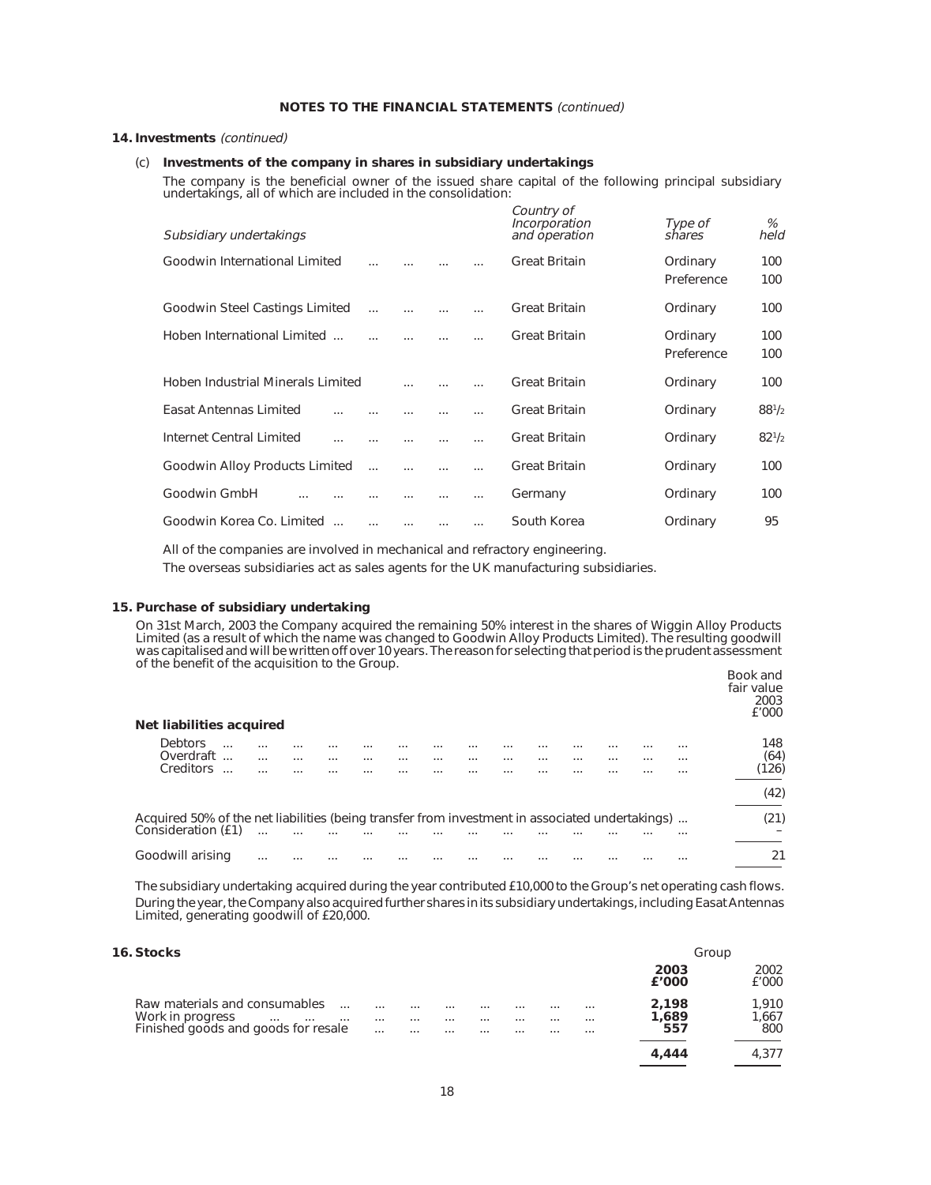## NOTES TO THE FINANCIAL STATEMENTS *(continued)*

### 14. Investments *(continued)*

(c) **Investments of the company in shares in subsidiary undertakings**

The company is the beneficial owner of the issued share capital of the following principal subsidiary undertakings, all of which are included in the consolidation:

| *Subsidiary undertakings* | *Country of Incorporation and operation* | *Type of shares* | *% held* |
|---|---|---|---|
| Goodwin International Limited | Great Britain | Ordinary | 100 |
| | | Preference | 100 |
| Goodwin Steel Castings Limited | Great Britain | Ordinary | 100 |
| Hoben International Limited | Great Britain | Ordinary | 100 |
| | | Preference | 100 |
| Hoben Industrial Minerals Limited | Great Britain | Ordinary | 100 |
| Easat Antennas Limited | Great Britain | Ordinary | 88½ |
| Internet Central Limited | Great Britain | Ordinary | 82½ |
| Goodwin Alloy Products Limited | Great Britain | Ordinary | 100 |
| Goodwin GmbH | Germany | Ordinary | 100 |
| Goodwin Korea Co. Limited | South Korea | Ordinary | 95 |

All of the companies are involved in mechanical and refractory engineering.

The overseas subsidiaries act as sales agents for the UK manufacturing subsidiaries.

### 15. Purchase of subsidiary undertaking

On 31st March, 2003 the Company acquired the remaining 50% interest in the shares of Wiggin Alloy Products Limited (as a result of which the name was changed to Goodwin Alloy Products Limited). The resulting goodwill was capitalised and will be written off over 10 years. The reason for selecting that period is the prudent assessment of the benefit of the acquisition to the Group.

| | Book and fair value 2003 £'000 |
|---|---|
| **Net liabilities acquired** | |
| Debtors | 148 |
| Overdraft | (64) |
| Creditors | (126) |
| | (42) |
| Acquired 50% of the net liabilities (being transfer from investment in associated undertakings) | (21) |
| Consideration (£1) | – |
| Goodwill arising | 21 |

The subsidiary undertaking acquired during the year contributed £10,000 to the Group's net operating cash flows.

During the year, the Company also acquired further shares in its subsidiary undertakings, including Easat Antennas Limited, generating goodwill of £20,000.

### 16. Stocks

| | Group 2003 £'000 | Group 2002 £'000 |
|---|---|---|
| Raw materials and consumables | **2,198** | 1,910 |
| Work in progress | **1,689** | 1,667 |
| Finished goods and goods for resale | **557** | 800 |
| | **4,444** | 4,377 |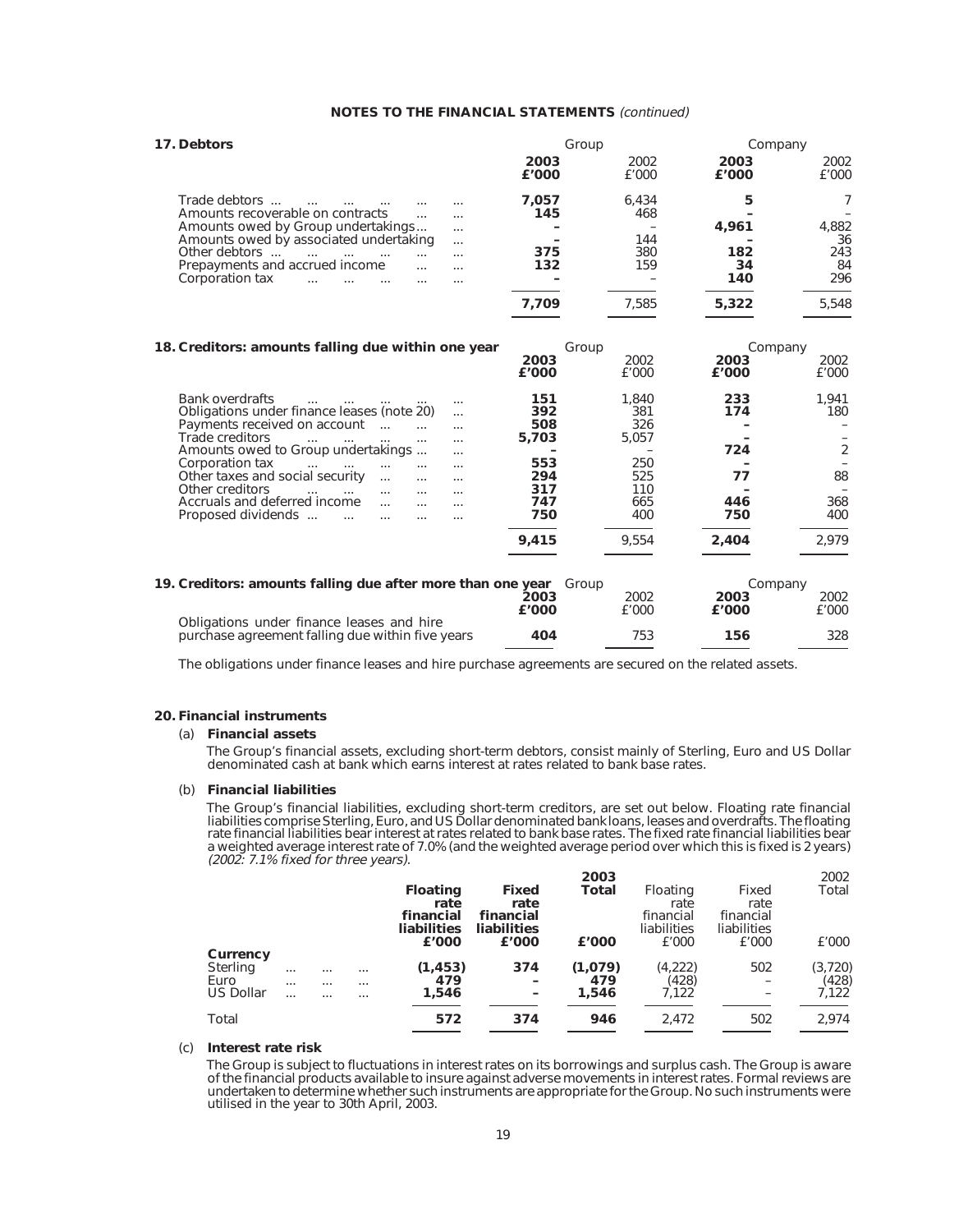## NOTES TO THE FINANCIAL STATEMENTS *(continued)*

### 17. Debtors

| | Group 2003 £'000 | Group 2002 £'000 | Company 2003 £'000 | Company 2002 £'000 |
|---|---|---|---|---|
| Trade debtors | **7,057** | 6,434 | **5** | 7 |
| Amounts recoverable on contracts | **145** | 468 | **–** | – |
| Amounts owed by Group undertakings | **–** | – | **4,961** | 4,882 |
| Amounts owed by associated undertaking | **–** | 144 | **–** | 36 |
| Other debtors | **375** | 380 | **182** | 243 |
| Prepayments and accrued income | **132** | 159 | **34** | 84 |
| Corporation tax | **–** | – | **140** | 296 |
| | **7,709** | 7,585 | **5,322** | 5,548 |

### 18. Creditors: amounts falling due within one year

| | Group 2003 £'000 | Group 2002 £'000 | Company 2003 £'000 | Company 2002 £'000 |
|---|---|---|---|---|
| Bank overdrafts | **151** | 1,840 | **233** | 1,941 |
| Obligations under finance leases (note 20) | **392** | 381 | **174** | 180 |
| Payments received on account | **508** | 326 | **–** | – |
| Trade creditors | **5,703** | 5,057 | **–** | – |
| Amounts owed to Group undertakings | **–** | – | **724** | 2 |
| Corporation tax | **553** | 250 | **–** | – |
| Other taxes and social security | **294** | 525 | **77** | 88 |
| Other creditors | **317** | 110 | **–** | – |
| Accruals and deferred income | **747** | 665 | **446** | 368 |
| Proposed dividends | **750** | 400 | **750** | 400 |
| | **9,415** | 9,554 | **2,404** | 2,979 |

### 19. Creditors: amounts falling due after more than one year

| | Group 2003 £'000 | Group 2002 £'000 | Company 2003 £'000 | Company 2002 £'000 |
|---|---|---|---|---|
| Obligations under finance leases and hire purchase agreement falling due within five years | **404** | 753 | **156** | 328 |

The obligations under finance leases and hire purchase agreements are secured on the related assets.

### 20. Financial instruments

(a) **Financial assets**

The Group's financial assets, excluding short-term debtors, consist mainly of Sterling, Euro and US Dollar denominated cash at bank which earns interest at rates related to bank base rates.

(b) **Financial liabilities**

The Group's financial liabilities, excluding short-term creditors, are set out below. Floating rate financial liabilities comprise Sterling, Euro, and US Dollar denominated bank loans, leases and overdrafts. The floating rate financial liabilities bear interest at rates related to bank base rates. The fixed rate financial liabilities bear a weighted average interest rate of 7.0% (and the weighted average period over which this is fixed is 2 years) *(2002: 7.1% fixed for three years).*

| | **Floating rate financial liabilities** | **Fixed rate financial liabilities** | **2003 Total** | Floating rate financial liabilities | Fixed rate financial liabilities | 2002 Total |
|---|---|---|---|---|---|---|
| | **£'000** | **£'000** | **£'000** | £'000 | £'000 | £'000 |
| **Currency** | | | | | | |
| Sterling | **(1,453)** | **374** | **(1,079)** | (4,222) | 502 | (3,720) |
| Euro | **479** | **–** | **479** | (428) | – | (428) |
| US Dollar | **1,546** | **–** | **1,546** | 7,122 | – | 7,122 |
| Total | **572** | **374** | **946** | 2,472 | 502 | 2,974 |

(c) **Interest rate risk**

The Group is subject to fluctuations in interest rates on its borrowings and surplus cash. The Group is aware of the financial products available to insure against adverse movements in interest rates. Formal reviews are undertaken to determine whether such instruments are appropriate for the Group. No such instruments were utilised in the year to 30th April, 2003.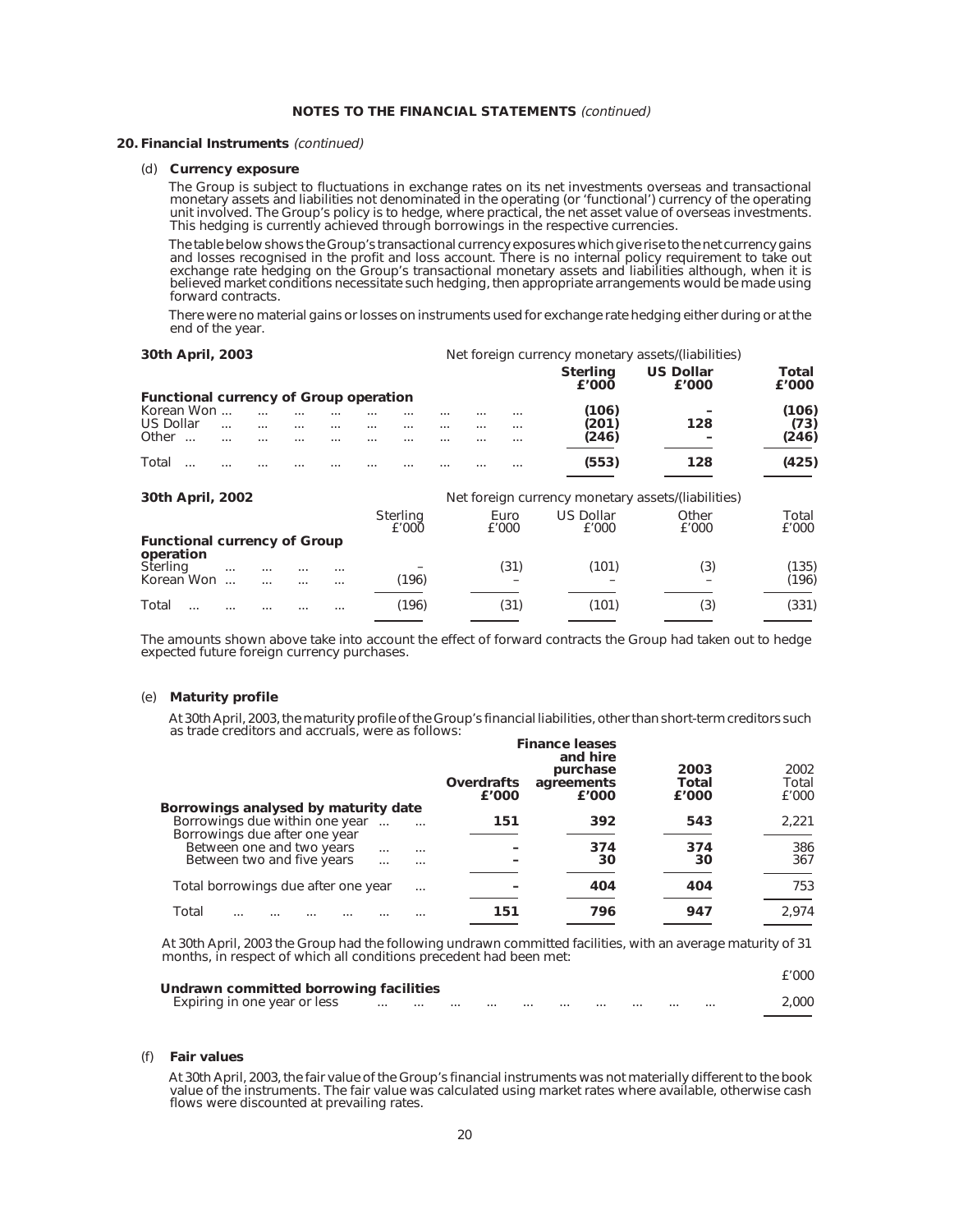**NOTES TO THE FINANCIAL STATEMENTS** *(continued)*

## 20. Financial Instruments *(continued)*

### (d) Currency exposure

The Group is subject to fluctuations in exchange rates on its net investments overseas and transactional monetary assets and liabilities not denominated in the operating (or 'functional') currency of the operating unit involved. The Group's policy is to hedge, where practical, the net asset value of overseas investments. This hedging is currently achieved through borrowings in the respective currencies.

The table below shows the Group's transactional currency exposures which give rise to the net currency gains and losses recognised in the profit and loss account. There is no internal policy requirement to take out exchange rate hedging on the Group's transactional monetary assets and liabilities although, when it is believed market conditions necessitate such hedging, then appropriate arrangements would be made using forward contracts.

There were no material gains or losses on instruments used for exchange rate hedging either during or at the end of the year.

| **30th April, 2003** | Net foreign currency monetary assets/(liabilities) | | |
|---|---|---|---|
| | **Sterling £'000** | **US Dollar £'000** | **Total £'000** |
| **Functional currency of Group operation** | | | |
| Korean Won | **(106)** | **–** | **(106)** |
| US Dollar | **(201)** | **128** | **(73)** |
| Other | **(246)** | **–** | **(246)** |
| Total | **(553)** | **128** | **(425)** |

| **30th April, 2002** | Net foreign currency monetary assets/(liabilities) | | | | |
|---|---|---|---|---|---|
| | Sterling £'000 | Euro £'000 | US Dollar £'000 | Other £'000 | Total £'000 |
| **Functional currency of Group operation** | | | | | |
| Sterling | – | (31) | (101) | (3) | (135) |
| Korean Won | (196) | – | – | – | (196) |
| Total | (196) | (31) | (101) | (3) | (331) |

The amounts shown above take into account the effect of forward contracts the Group had taken out to hedge expected future foreign currency purchases.

### (e) Maturity profile

At 30th April, 2003, the maturity profile of the Group's financial liabilities, other than short-term creditors such as trade creditors and accruals, were as follows:

| | **Overdrafts £'000** | **Finance leases and hire purchase agreements £'000** | **2003 Total £'000** | 2002 Total £'000 |
|---|---|---|---|---|
| **Borrowings analysed by maturity date** | | | | |
| Borrowings due within one year | **151** | **392** | **543** | 2,221 |
| Borrowings due after one year | | | | |
| Between one and two years | **–** | **374** | **374** | 386 |
| Between two and five years | **–** | **30** | **30** | 367 |
| Total borrowings due after one year | **–** | **404** | **404** | 753 |
| Total | **151** | **796** | **947** | 2,974 |

At 30th April, 2003 the Group had the following undrawn committed facilities, with an average maturity of 31 months, in respect of which all conditions precedent had been met:

| | £'000 |
|---|---|
| **Undrawn committed borrowing facilities** | |
| Expiring in one year or less | 2,000 |

### (f) Fair values

At 30th April, 2003, the fair value of the Group's financial instruments was not materially different to the book value of the instruments. The fair value was calculated using market rates where available, otherwise cash flows were discounted at prevailing rates.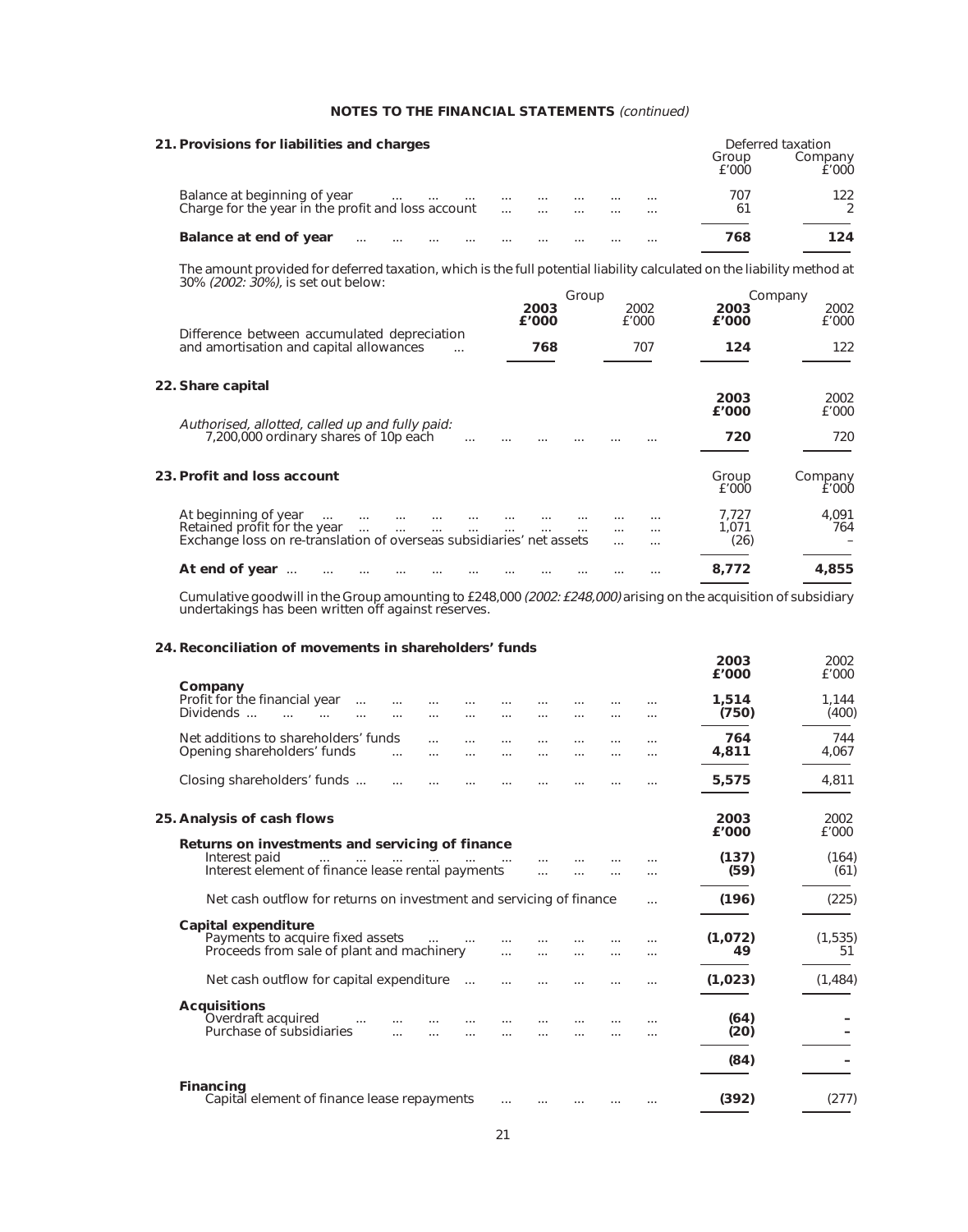## NOTES TO THE FINANCIAL STATEMENTS *(continued)*

### 21. Provisions for liabilities and charges

| | Deferred taxation | |
|---|---|---|
| | Group £'000 | Company £'000 |
| Balance at beginning of year | 707 | 122 |
| Charge for the year in the profit and loss account | 61 | 2 |
| **Balance at end of year** | **768** | **124** |

The amount provided for deferred taxation, which is the full potential liability calculated on the liability method at 30% *(2002: 30%)*, is set out below:

| | Group | | Company | |
|---|---|---|---|---|
| | **2003 £'000** | 2002 £'000 | **2003 £'000** | 2002 £'000 |
| Difference between accumulated depreciation and amortisation and capital allowances | **768** | 707 | **124** | 122 |

### 22. Share capital

| | **2003 £'000** | 2002 £'000 |
|---|---|---|
| *Authorised, allotted, called up and fully paid:* | | |
| 7,200,000 ordinary shares of 10p each | **720** | 720 |

### 23. Profit and loss account

| | Group £'000 | Company £'000 |
|---|---|---|
| At beginning of year | 7,727 | 4,091 |
| Retained profit for the year | 1,071 | 764 |
| Exchange loss on re-translation of overseas subsidiaries' net assets | (26) | – |
| **At end of year** | **8,772** | **4,855** |

Cumulative goodwill in the Group amounting to £248,000 *(2002: £248,000)* arising on the acquisition of subsidiary undertakings has been written off against reserves.

### 24. Reconciliation of movements in shareholders' funds

| | **2003 £'000** | 2002 £'000 |
|---|---|---|
| **Company** | | |
| Profit for the financial year | **1,514** | 1,144 |
| Dividends | **(750)** | (400) |
| Net additions to shareholders' funds | **764** | 744 |
| Opening shareholders' funds | **4,811** | 4,067 |
| Closing shareholders' funds | **5,575** | 4,811 |

### 25. Analysis of cash flows

| | **2003 £'000** | 2002 £'000 |
|---|---|---|
| **Returns on investments and servicing of finance** | | |
| Interest paid | **(137)** | (164) |
| Interest element of finance lease rental payments | **(59)** | (61) |
| Net cash outflow for returns on investment and servicing of finance | **(196)** | (225) |
| **Capital expenditure** | | |
| Payments to acquire fixed assets | **(1,072)** | (1,535) |
| Proceeds from sale of plant and machinery | **49** | 51 |
| Net cash outflow for capital expenditure | **(1,023)** | (1,484) |
| **Acquisitions** | | |
| Overdraft acquired | **(64)** | – |
| Purchase of subsidiaries | **(20)** | – |
| | **(84)** | – |
| **Financing** | | |
| Capital element of finance lease repayments | **(392)** | (277) |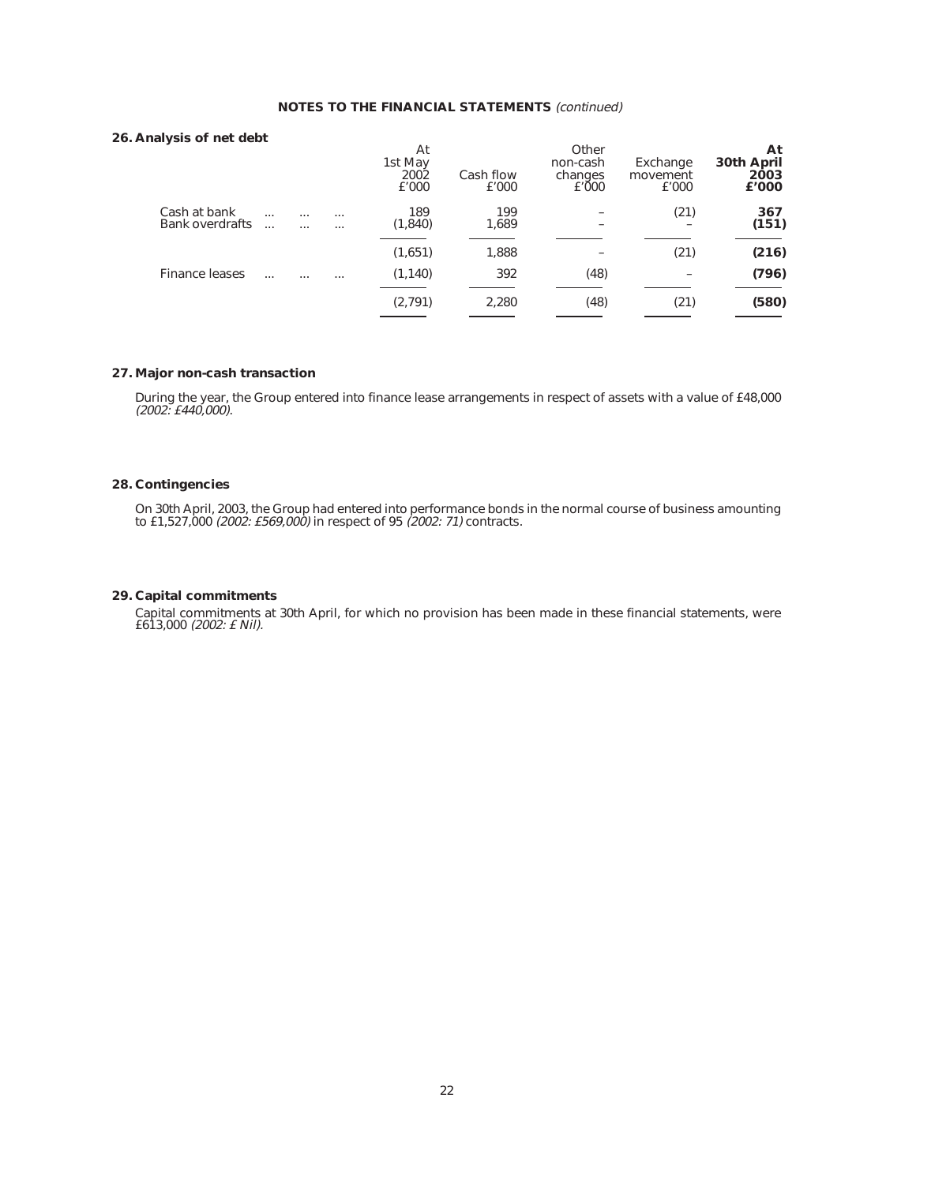**NOTES TO THE FINANCIAL STATEMENTS** *(continued)*

## 26. Analysis of net debt

| | At 1st May 2002 £'000 | Cash flow £'000 | Other non-cash changes £'000 | Exchange movement £'000 | **At 30th April 2003 £'000** |
|---|---|---|---|---|---|
| Cash at bank ... ... ... | 189 | 199 | – | (21) | **367** |
| Bank overdrafts ... ... ... | (1,840) | 1,689 | – | – | **(151)** |
| | (1,651) | 1,888 | – | (21) | **(216)** |
| Finance leases ... ... ... | (1,140) | 392 | (48) | – | **(796)** |
| | (2,791) | 2,280 | (48) | (21) | **(580)** |

## 27. Major non-cash transaction

During the year, the Group entered into finance lease arrangements in respect of assets with a value of £48,000 *(2002: £440,000)*.

## 28. Contingencies

On 30th April, 2003, the Group had entered into performance bonds in the normal course of business amounting to £1,527,000 *(2002: £569,000)* in respect of 95 *(2002: 71)* contracts.

## 29. Capital commitments

Capital commitments at 30th April, for which no provision has been made in these financial statements, were £613,000 *(2002: £ Nil)*.